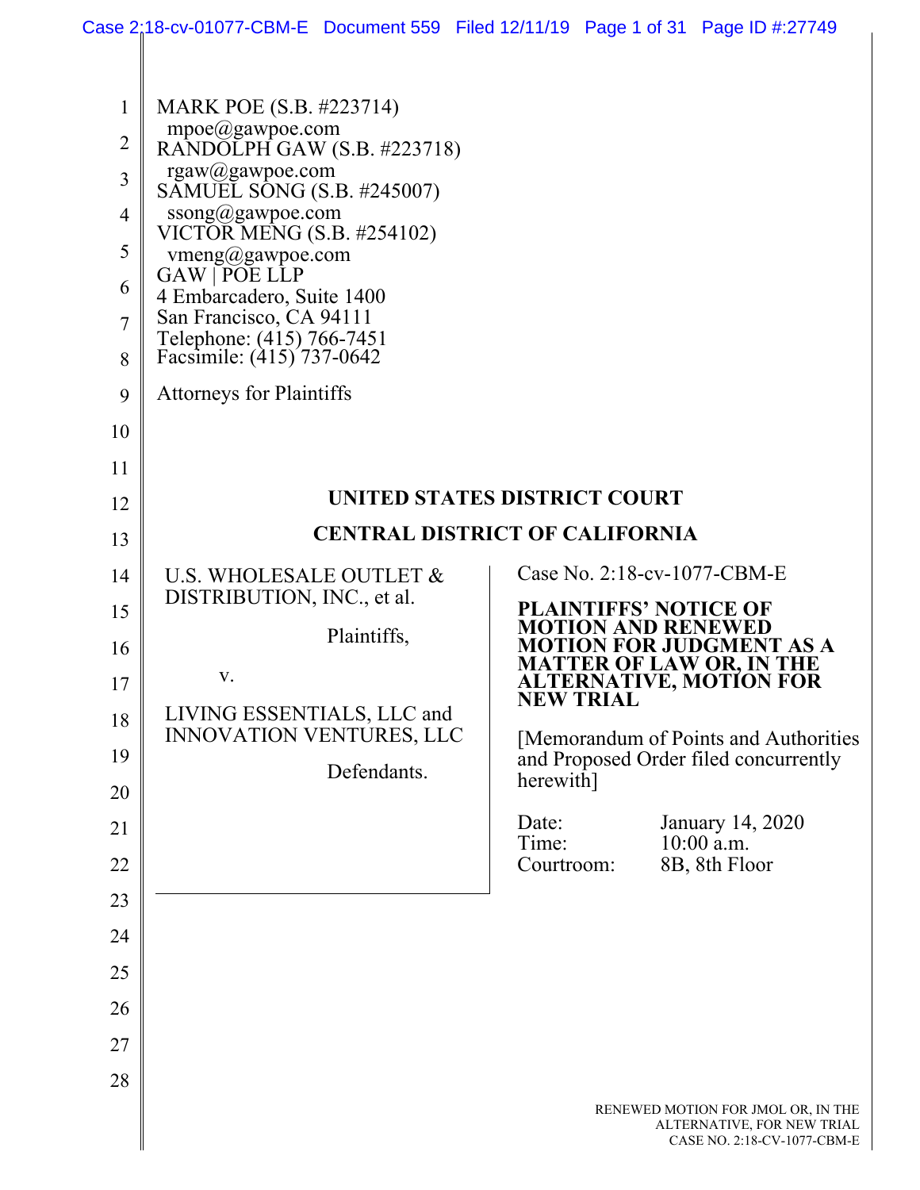MARK POE (S.B. #223714)
mpoe@gawpoe.com
RANDOLPH GAW (S.B. #223718)
rgaw@gawpoe.com
SAMUEL SONG (S.B. #245007)
ssong@gawpoe.com
VICTOR MENG (S.B. #254102)
vmeng@gawpoe.com
GAW | POE LLP
4 Embarcadero, Suite 1400
San Francisco, CA 94111
Telephone: (415) 766-7451
Facsimile: (415) 737-0642

Attorneys for Plaintiffs

**UNITED STATES DISTRICT COURT**

**CENTRAL DISTRICT OF CALIFORNIA**

U.S. WHOLESALE OUTLET & DISTRIBUTION, INC., et al.

Plaintiffs,

v.

LIVING ESSENTIALS, LLC and INNOVATION VENTURES, LLC

Defendants.

Case No. 2:18-cv-1077-CBM-E

**PLAINTIFFS' NOTICE OF MOTION AND RENEWED MOTION FOR JUDGMENT AS A MATTER OF LAW OR, IN THE ALTERNATIVE, MOTION FOR NEW TRIAL**

[Memorandum of Points and Authorities and Proposed Order filed concurrently herewith]

Date: January 14, 2020
Time: 10:00 a.m.
Courtroom: 8B, 8th Floor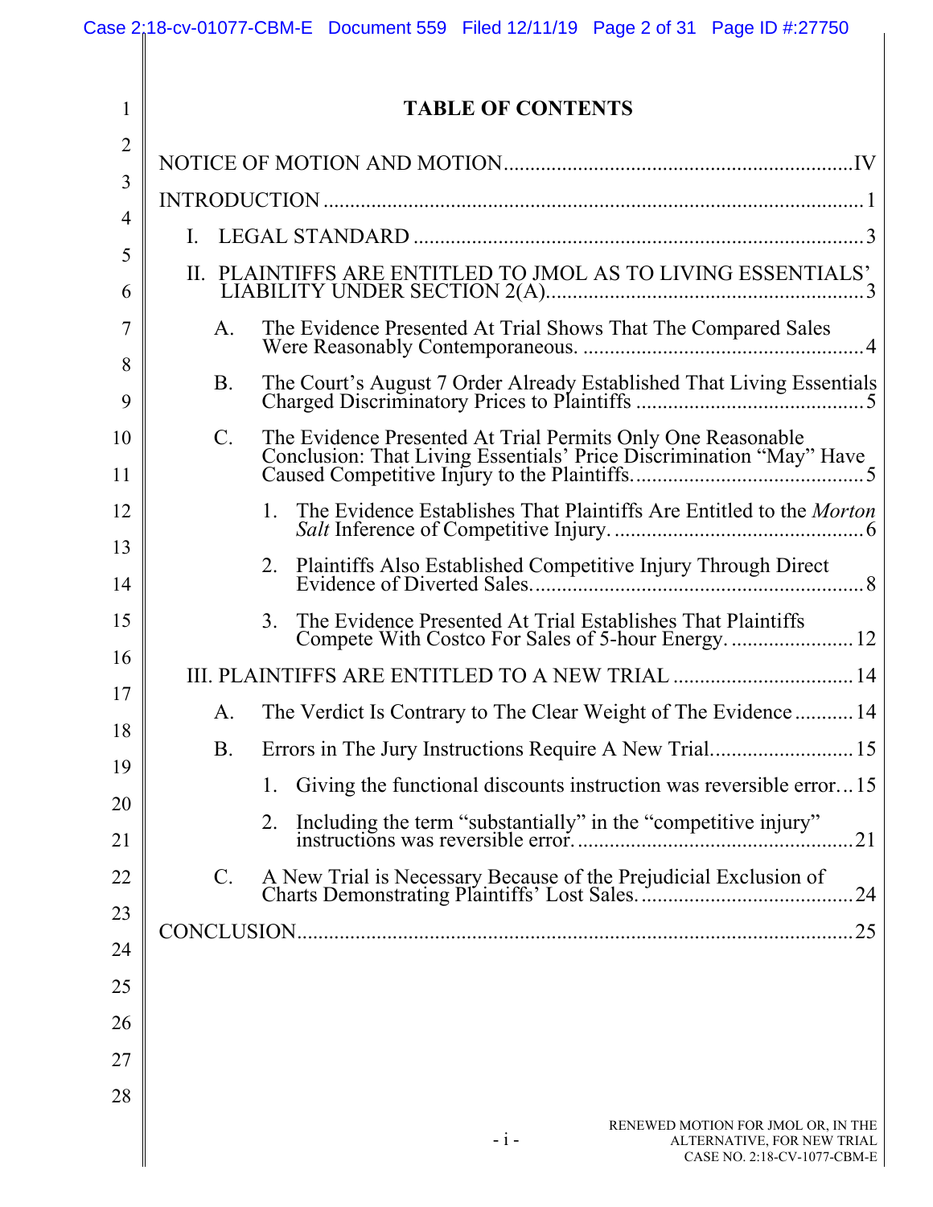# TABLE OF CONTENTS

NOTICE OF MOTION AND MOTION ............................................................. IV

INTRODUCTION ............................................................................................ 1

I. LEGAL STANDARD ..................................................................................... 3

II. PLAINTIFFS ARE ENTITLED TO JMOL AS TO LIVING ESSENTIALS' LIABILITY UNDER SECTION 2(A) ................................................................... 3

  A. The Evidence Presented At Trial Shows That The Compared Sales Were Reasonably Contemporaneous. ................................................... 4

  B. The Court's August 7 Order Already Established That Living Essentials Charged Discriminatory Prices to Plaintiffs ......................................... 5

  C. The Evidence Presented At Trial Permits Only One Reasonable Conclusion: That Living Essentials' Price Discrimination "May" Have Caused Competitive Injury to the Plaintiffs. ......................................... 5

    1. The Evidence Establishes That Plaintiffs Are Entitled to the *Morton Salt* Inference of Competitive Injury. ............................................. 6

    2. Plaintiffs Also Established Competitive Injury Through Direct Evidence of Diverted Sales. ............................................................. 8

    3. The Evidence Presented At Trial Establishes That Plaintiffs Compete With Costco For Sales of 5-hour Energy. ...................... 12

III. PLAINTIFFS ARE ENTITLED TO A NEW TRIAL ................................. 14

  A. The Verdict Is Contrary to The Clear Weight of The Evidence ........... 14

  B. Errors in The Jury Instructions Require A New Trial .......................... 15

    1. Giving the functional discounts instruction was reversible error ... 15

    2. Including the term "substantially" in the "competitive injury" instructions was reversible error. .................................................. 21

  C. A New Trial is Necessary Because of the Prejudicial Exclusion of Charts Demonstrating Plaintiffs' Lost Sales. ....................................... 24

CONCLUSION ................................................................................................ 25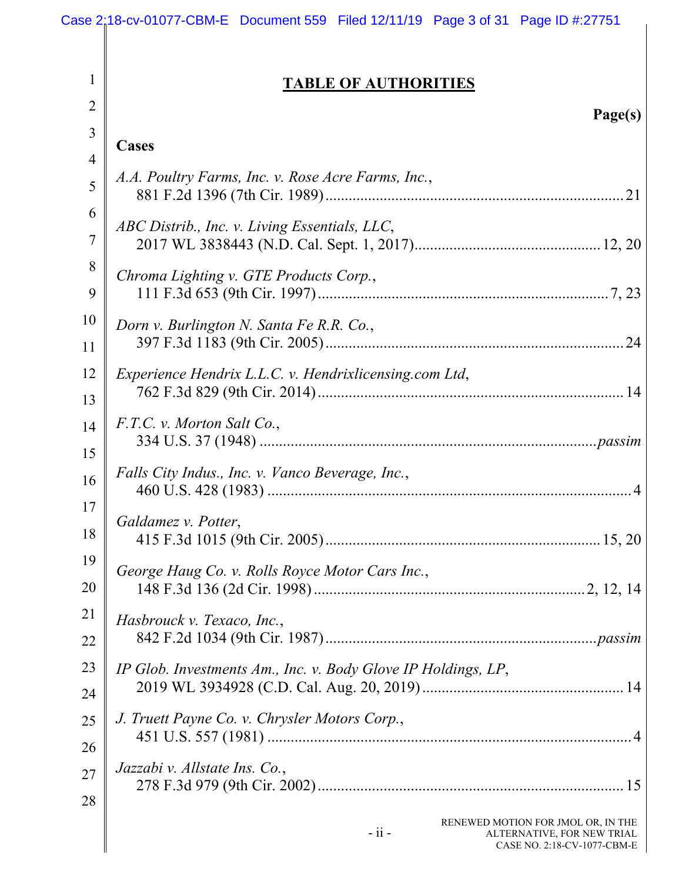# TABLE OF AUTHORITIES

**Page(s)**

**Cases**

*A.A. Poultry Farms, Inc. v. Rose Acre Farms, Inc.*,
881 F.2d 1396 (7th Cir. 1989) ........................................................................ 21

*ABC Distrib., Inc. v. Living Essentials, LLC*,
2017 WL 3838443 (N.D. Cal. Sept. 1, 2017) ............................................. 12, 20

*Chroma Lighting v. GTE Products Corp.*,
111 F.3d 653 (9th Cir. 1997) ....................................................................... 7, 23

*Dorn v. Burlington N. Santa Fe R.R. Co.*,
397 F.3d 1183 (9th Cir. 2005) ........................................................................ 24

*Experience Hendrix L.L.C. v. Hendrixlicensing.com Ltd*,
762 F.3d 829 (9th Cir. 2014) .......................................................................... 14

*F.T.C. v. Morton Salt Co.*,
334 U.S. 37 (1948) ................................................................................. *passim*

*Falls City Indus., Inc. v. Vanco Beverage, Inc.*,
460 U.S. 428 (1983) ........................................................................................... 4

*Galdamez v. Potter*,
415 F.3d 1015 (9th Cir. 2005) .................................................................. 15, 20

*George Haug Co. v. Rolls Royce Motor Cars Inc.*,
148 F.3d 136 (2d Cir. 1998) ................................................................. 2, 12, 14

*Hasbrouck v. Texaco, Inc.*,
842 F.2d 1034 (9th Cir. 1987) ................................................................. *passim*

*IP Glob. Investments Am., Inc. v. Body Glove IP Holdings, LP*,
2019 WL 3934928 (C.D. Cal. Aug. 20, 2019) ................................................. 14

*J. Truett Payne Co. v. Chrysler Motors Corp.*,
451 U.S. 557 (1981) ........................................................................................... 4

*Jazzabi v. Allstate Ins. Co.*,
278 F.3d 979 (9th Cir. 2002) .......................................................................... 15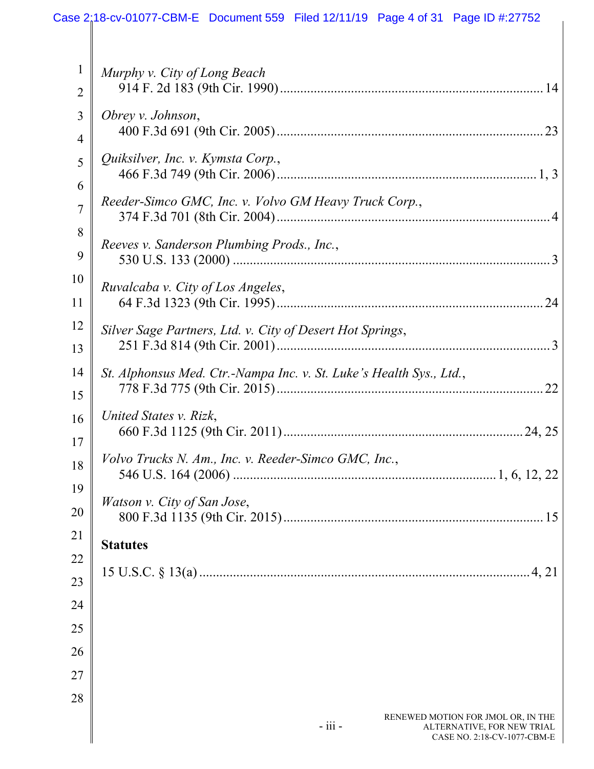*Murphy v. City of Long Beach*
914 F. 2d 183 (9th Cir. 1990) .............................................................................. 14

*Obrey v. Johnson*,
400 F.3d 691 (9th Cir. 2005) ............................................................................... 23

*Quiksilver, Inc. v. Kymsta Corp.*,
466 F.3d 749 (9th Cir. 2006) ............................................................................. 1, 3

*Reeder-Simco GMC, Inc. v. Volvo GM Heavy Truck Corp.*,
374 F.3d 701 (8th Cir. 2004) ................................................................................. 4

*Reeves v. Sanderson Plumbing Prods., Inc.*,
530 U.S. 133 (2000) ............................................................................................... 3

*Ruvalcaba v. City of Los Angeles*,
64 F.3d 1323 (9th Cir. 1995) ............................................................................... 24

*Silver Sage Partners, Ltd. v. City of Desert Hot Springs*,
251 F.3d 814 (9th Cir. 2001) ................................................................................. 3

*St. Alphonsus Med. Ctr.-Nampa Inc. v. St. Luke's Health Sys., Ltd.*,
778 F.3d 775 (9th Cir. 2015) ............................................................................... 22

*United States v. Rizk*,
660 F.3d 1125 (9th Cir. 2011) ....................................................................... 24, 25

*Volvo Trucks N. Am., Inc. v. Reeder-Simco GMC, Inc.*,
546 U.S. 164 (2006) .............................................................................. 1, 6, 12, 22

*Watson v. City of San Jose*,
800 F.3d 1135 (9th Cir. 2015) ............................................................................. 15

**Statutes**

15 U.S.C. § 13(a) ................................................................................................. 4, 21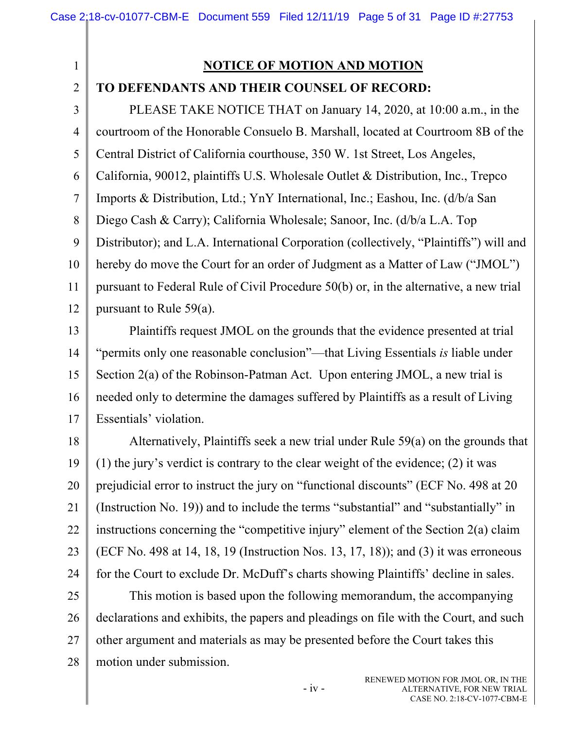## NOTICE OF MOTION AND MOTION

**TO DEFENDANTS AND THEIR COUNSEL OF RECORD:**

PLEASE TAKE NOTICE THAT on January 14, 2020, at 10:00 a.m., in the courtroom of the Honorable Consuelo B. Marshall, located at Courtroom 8B of the Central District of California courthouse, 350 W. 1st Street, Los Angeles, California, 90012, plaintiffs U.S. Wholesale Outlet & Distribution, Inc., Trepco Imports & Distribution, Ltd.; YnY International, Inc.; Eashou, Inc. (d/b/a San Diego Cash & Carry); California Wholesale; Sanoor, Inc. (d/b/a L.A. Top Distributor); and L.A. International Corporation (collectively, "Plaintiffs") will and hereby do move the Court for an order of Judgment as a Matter of Law ("JMOL") pursuant to Federal Rule of Civil Procedure 50(b) or, in the alternative, a new trial pursuant to Rule 59(a).

Plaintiffs request JMOL on the grounds that the evidence presented at trial "permits only one reasonable conclusion"—that Living Essentials *is* liable under Section 2(a) of the Robinson-Patman Act. Upon entering JMOL, a new trial is needed only to determine the damages suffered by Plaintiffs as a result of Living Essentials' violation.

Alternatively, Plaintiffs seek a new trial under Rule 59(a) on the grounds that (1) the jury's verdict is contrary to the clear weight of the evidence; (2) it was prejudicial error to instruct the jury on "functional discounts" (ECF No. 498 at 20 (Instruction No. 19)) and to include the terms "substantial" and "substantially" in instructions concerning the "competitive injury" element of the Section 2(a) claim (ECF No. 498 at 14, 18, 19 (Instruction Nos. 13, 17, 18)); and (3) it was erroneous for the Court to exclude Dr. McDuff's charts showing Plaintiffs' decline in sales.

This motion is based upon the following memorandum, the accompanying declarations and exhibits, the papers and pleadings on file with the Court, and such other argument and materials as may be presented before the Court takes this motion under submission.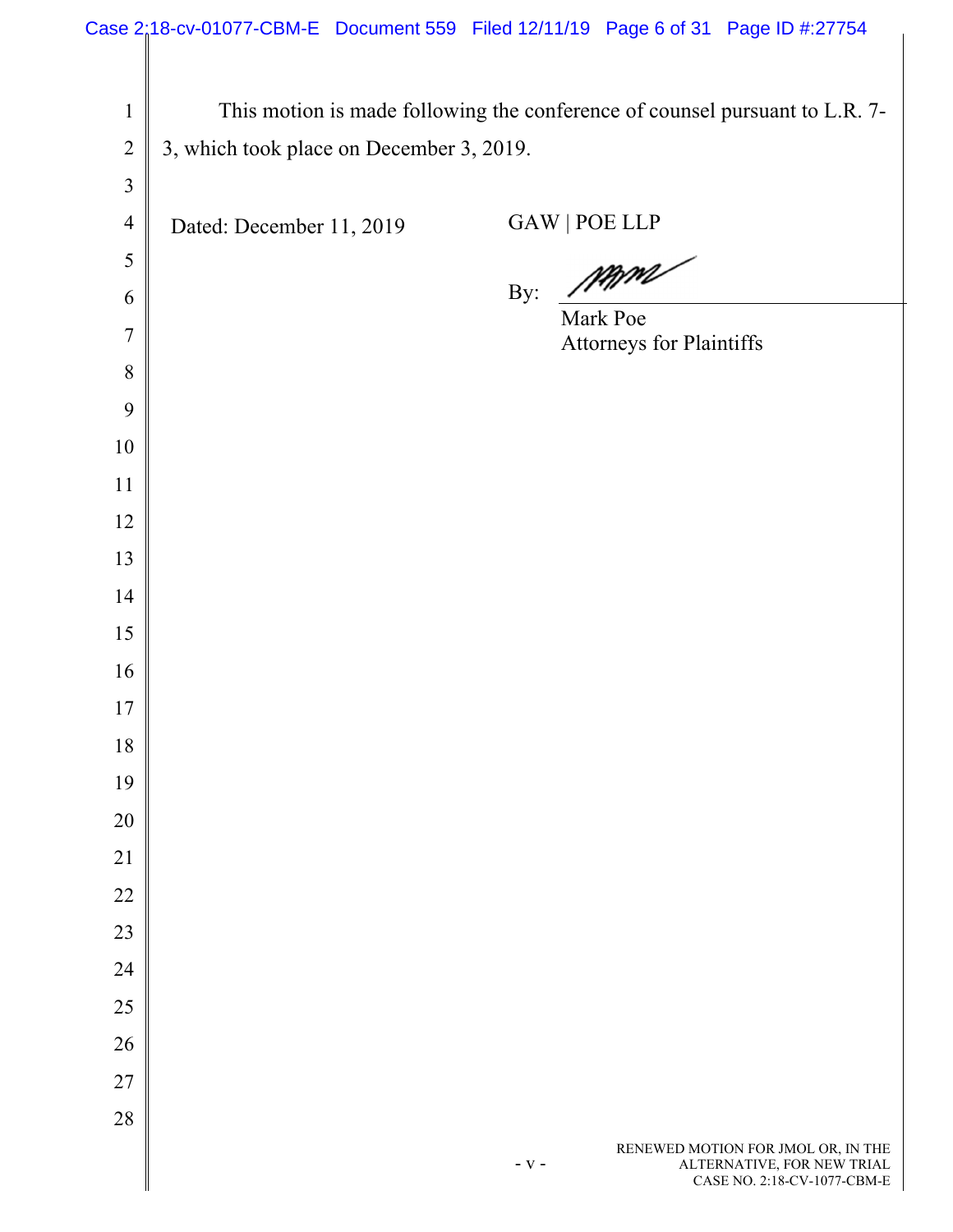This motion is made following the conference of counsel pursuant to L.R. 7-3, which took place on December 3, 2019.

Dated: December 11, 2019

GAW | POE LLP

By: ______________________

Mark Poe
Attorneys for Plaintiffs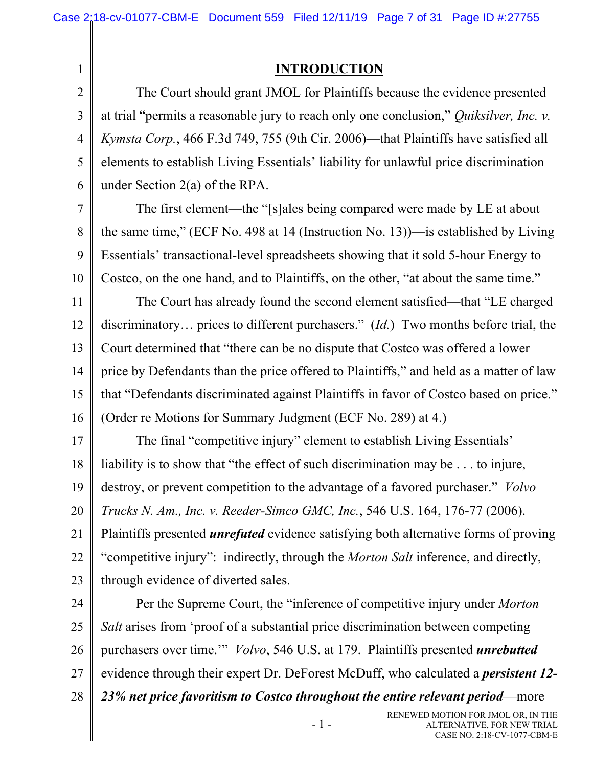## INTRODUCTION

The Court should grant JMOL for Plaintiffs because the evidence presented at trial "permits a reasonable jury to reach only one conclusion," *Quiksilver, Inc. v. Kymsta Corp.*, 466 F.3d 749, 755 (9th Cir. 2006)—that Plaintiffs have satisfied all elements to establish Living Essentials' liability for unlawful price discrimination under Section 2(a) of the RPA.

The first element—the "[s]ales being compared were made by LE at about the same time," (ECF No. 498 at 14 (Instruction No. 13))—is established by Living Essentials' transactional-level spreadsheets showing that it sold 5-hour Energy to Costco, on the one hand, and to Plaintiffs, on the other, "at about the same time."

The Court has already found the second element satisfied—that "LE charged discriminatory… prices to different purchasers." (*Id.*) Two months before trial, the Court determined that "there can be no dispute that Costco was offered a lower price by Defendants than the price offered to Plaintiffs," and held as a matter of law that "Defendants discriminated against Plaintiffs in favor of Costco based on price." (Order re Motions for Summary Judgment (ECF No. 289) at 4.)

The final "competitive injury" element to establish Living Essentials' liability is to show that "the effect of such discrimination may be . . . to injure, destroy, or prevent competition to the advantage of a favored purchaser." *Volvo Trucks N. Am., Inc. v. Reeder-Simco GMC, Inc.*, 546 U.S. 164, 176-77 (2006). Plaintiffs presented ***unrefuted*** evidence satisfying both alternative forms of proving "competitive injury": indirectly, through the *Morton Salt* inference, and directly, through evidence of diverted sales.

Per the Supreme Court, the "inference of competitive injury under *Morton Salt* arises from 'proof of a substantial price discrimination between competing purchasers over time.'" *Volvo*, 546 U.S. at 179. Plaintiffs presented ***unrebutted*** evidence through their expert Dr. DeForest McDuff, who calculated a ***persistent 12-23% net price favoritism to Costco throughout the entire relevant period***—more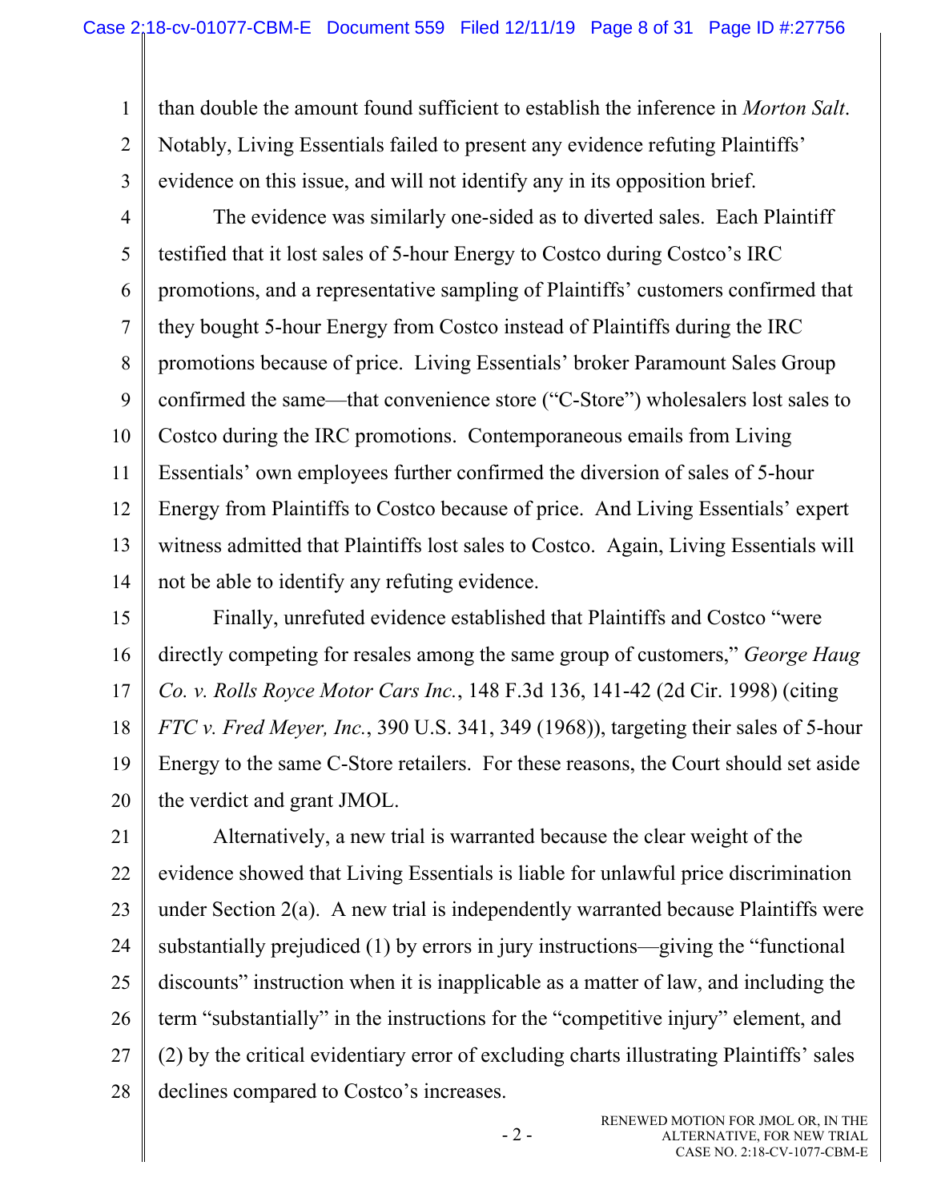than double the amount found sufficient to establish the inference in *Morton Salt*. Notably, Living Essentials failed to present any evidence refuting Plaintiffs' evidence on this issue, and will not identify any in its opposition brief.

The evidence was similarly one-sided as to diverted sales. Each Plaintiff testified that it lost sales of 5-hour Energy to Costco during Costco's IRC promotions, and a representative sampling of Plaintiffs' customers confirmed that they bought 5-hour Energy from Costco instead of Plaintiffs during the IRC promotions because of price. Living Essentials' broker Paramount Sales Group confirmed the same—that convenience store ("C-Store") wholesalers lost sales to Costco during the IRC promotions. Contemporaneous emails from Living Essentials' own employees further confirmed the diversion of sales of 5-hour Energy from Plaintiffs to Costco because of price. And Living Essentials' expert witness admitted that Plaintiffs lost sales to Costco. Again, Living Essentials will not be able to identify any refuting evidence.

Finally, unrefuted evidence established that Plaintiffs and Costco "were directly competing for resales among the same group of customers," *George Haug Co. v. Rolls Royce Motor Cars Inc.*, 148 F.3d 136, 141-42 (2d Cir. 1998) (citing *FTC v. Fred Meyer, Inc.*, 390 U.S. 341, 349 (1968)), targeting their sales of 5-hour Energy to the same C-Store retailers. For these reasons, the Court should set aside the verdict and grant JMOL.

Alternatively, a new trial is warranted because the clear weight of the evidence showed that Living Essentials is liable for unlawful price discrimination under Section 2(a). A new trial is independently warranted because Plaintiffs were substantially prejudiced (1) by errors in jury instructions—giving the "functional discounts" instruction when it is inapplicable as a matter of law, and including the term "substantially" in the instructions for the "competitive injury" element, and (2) by the critical evidentiary error of excluding charts illustrating Plaintiffs' sales declines compared to Costco's increases.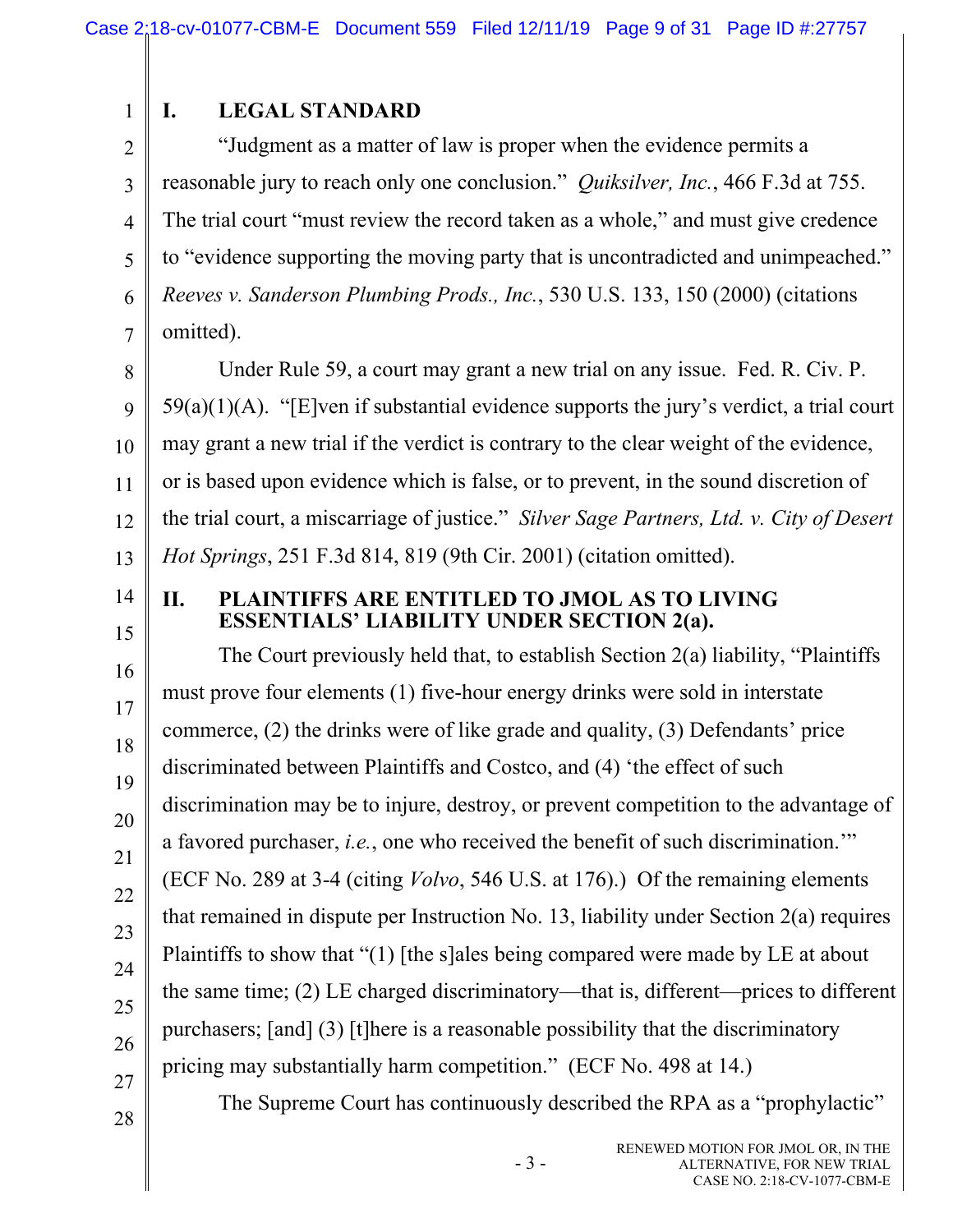## I. LEGAL STANDARD

"Judgment as a matter of law is proper when the evidence permits a reasonable jury to reach only one conclusion." *Quiksilver, Inc.*, 466 F.3d at 755. The trial court "must review the record taken as a whole," and must give credence to "evidence supporting the moving party that is uncontradicted and unimpeached." *Reeves v. Sanderson Plumbing Prods., Inc.*, 530 U.S. 133, 150 (2000) (citations omitted).

Under Rule 59, a court may grant a new trial on any issue. Fed. R. Civ. P. 59(a)(1)(A). "[E]ven if substantial evidence supports the jury's verdict, a trial court may grant a new trial if the verdict is contrary to the clear weight of the evidence, or is based upon evidence which is false, or to prevent, in the sound discretion of the trial court, a miscarriage of justice." *Silver Sage Partners, Ltd. v. City of Desert Hot Springs*, 251 F.3d 814, 819 (9th Cir. 2001) (citation omitted).

## II. PLAINTIFFS ARE ENTITLED TO JMOL AS TO LIVING ESSENTIALS' LIABILITY UNDER SECTION 2(a).

The Court previously held that, to establish Section 2(a) liability, "Plaintiffs must prove four elements (1) five-hour energy drinks were sold in interstate commerce, (2) the drinks were of like grade and quality, (3) Defendants' price discriminated between Plaintiffs and Costco, and (4) 'the effect of such discrimination may be to injure, destroy, or prevent competition to the advantage of a favored purchaser, *i.e.*, one who received the benefit of such discrimination.'" (ECF No. 289 at 3-4 (citing *Volvo*, 546 U.S. at 176).) Of the remaining elements that remained in dispute per Instruction No. 13, liability under Section 2(a) requires Plaintiffs to show that "(1) [the s]ales being compared were made by LE at about the same time; (2) LE charged discriminatory—that is, different—prices to different purchasers; [and] (3) [t]here is a reasonable possibility that the discriminatory pricing may substantially harm competition." (ECF No. 498 at 14.)

The Supreme Court has continuously described the RPA as a "prophylactic"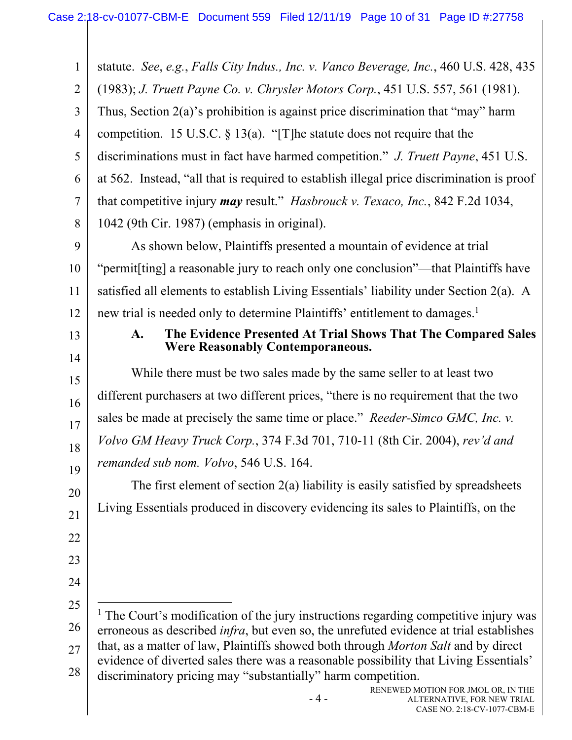statute. *See*, *e.g.*, *Falls City Indus., Inc. v. Vanco Beverage, Inc.*, 460 U.S. 428, 435 (1983); *J. Truett Payne Co. v. Chrysler Motors Corp.*, 451 U.S. 557, 561 (1981). Thus, Section 2(a)'s prohibition is against price discrimination that "may" harm competition. 15 U.S.C. § 13(a). "[T]he statute does not require that the discriminations must in fact have harmed competition." *J. Truett Payne*, 451 U.S. at 562. Instead, "all that is required to establish illegal price discrimination is proof that competitive injury ***may*** result." *Hasbrouck v. Texaco, Inc.*, 842 F.2d 1034, 1042 (9th Cir. 1987) (emphasis in original).

As shown below, Plaintiffs presented a mountain of evidence at trial "permit[ting] a reasonable jury to reach only one conclusion"—that Plaintiffs have satisfied all elements to establish Living Essentials' liability under Section 2(a). A new trial is needed only to determine Plaintiffs' entitlement to damages.[1]

### A. The Evidence Presented At Trial Shows That The Compared Sales Were Reasonably Contemporaneous.

While there must be two sales made by the same seller to at least two different purchasers at two different prices, "there is no requirement that the two sales be made at precisely the same time or place." *Reeder-Simco GMC, Inc. v. Volvo GM Heavy Truck Corp.*, 374 F.3d 701, 710-11 (8th Cir. 2004), *rev'd and remanded sub nom. Volvo*, 546 U.S. 164.

The first element of section 2(a) liability is easily satisfied by spreadsheets Living Essentials produced in discovery evidencing its sales to Plaintiffs, on the

---

[1] The Court's modification of the jury instructions regarding competitive injury was erroneous as described *infra*, but even so, the unrefuted evidence at trial establishes that, as a matter of law, Plaintiffs showed both through *Morton Salt* and by direct evidence of diverted sales there was a reasonable possibility that Living Essentials' discriminatory pricing may "substantially" harm competition.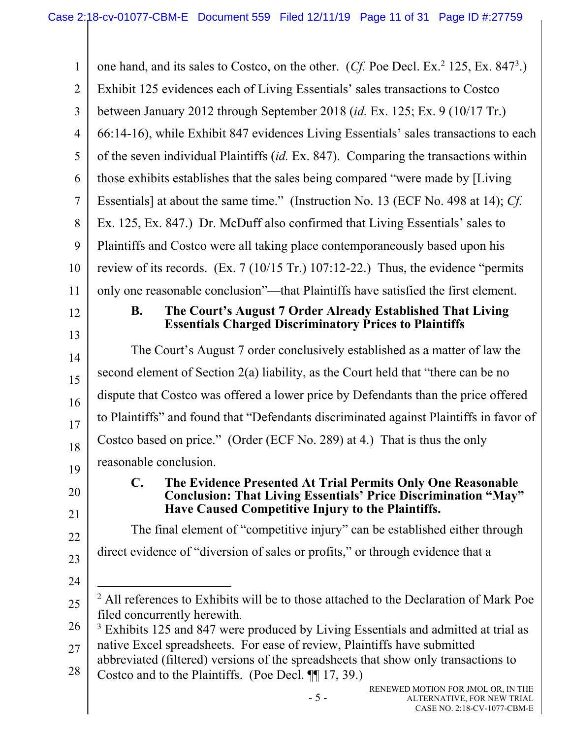one hand, and its sales to Costco, on the other. (*Cf.* Poe Decl. Ex.[2] 125, Ex. 847[3].) Exhibit 125 evidences each of Living Essentials' sales transactions to Costco between January 2012 through September 2018 (*id.* Ex. 125; Ex. 9 (10/17 Tr.) 66:14-16), while Exhibit 847 evidences Living Essentials' sales transactions to each of the seven individual Plaintiffs (*id.* Ex. 847). Comparing the transactions within those exhibits establishes that the sales being compared "were made by [Living Essentials] at about the same time." (Instruction No. 13 (ECF No. 498 at 14); *Cf.* Ex. 125, Ex. 847.) Dr. McDuff also confirmed that Living Essentials' sales to Plaintiffs and Costco were all taking place contemporaneously based upon his review of its records. (Ex. 7 (10/15 Tr.) 107:12-22.) Thus, the evidence "permits only one reasonable conclusion"—that Plaintiffs have satisfied the first element.

### B. The Court's August 7 Order Already Established That Living Essentials Charged Discriminatory Prices to Plaintiffs

The Court's August 7 order conclusively established as a matter of law the second element of Section 2(a) liability, as the Court held that "there can be no dispute that Costco was offered a lower price by Defendants than the price offered to Plaintiffs" and found that "Defendants discriminated against Plaintiffs in favor of Costco based on price." (Order (ECF No. 289) at 4.) That is thus the only reasonable conclusion.

### C. The Evidence Presented At Trial Permits Only One Reasonable Conclusion: That Living Essentials' Price Discrimination "May" Have Caused Competitive Injury to the Plaintiffs.

The final element of "competitive injury" can be established either through direct evidence of "diversion of sales or profits," or through evidence that a

---

[2] All references to Exhibits will be to those attached to the Declaration of Mark Poe filed concurrently herewith.

[3] Exhibits 125 and 847 were produced by Living Essentials and admitted at trial as native Excel spreadsheets. For ease of review, Plaintiffs have submitted abbreviated (filtered) versions of the spreadsheets that show only transactions to Costco and to the Plaintiffs. (Poe Decl. ¶¶ 17, 39.)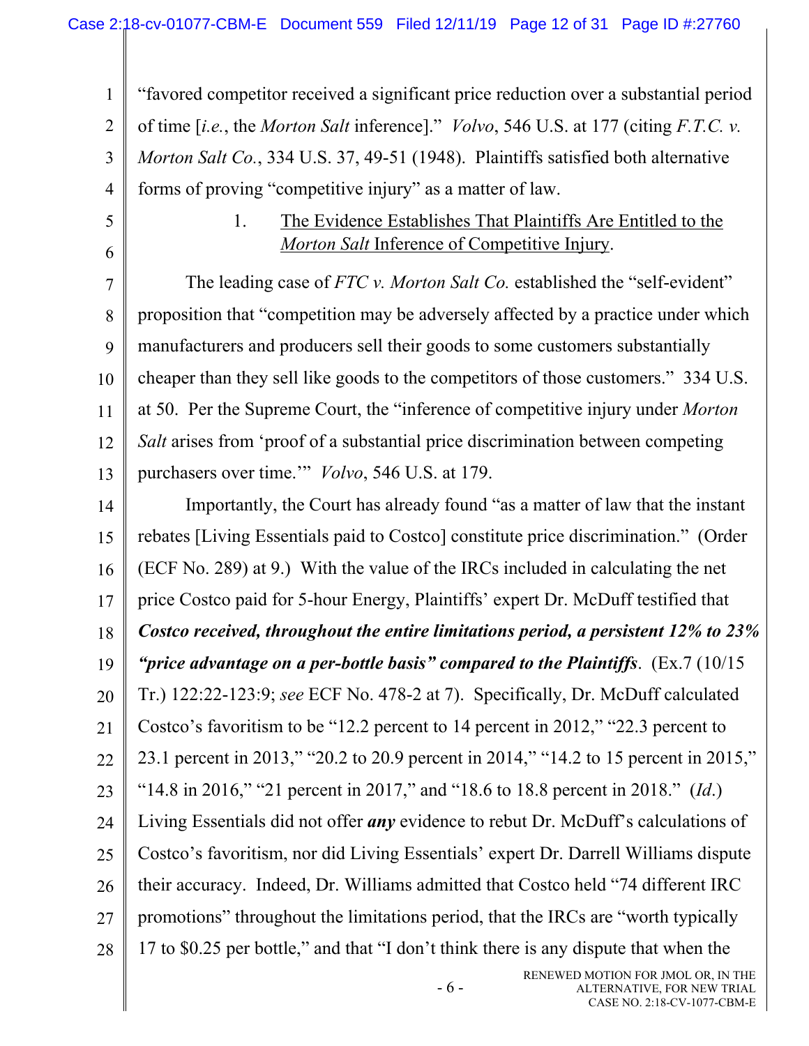"favored competitor received a significant price reduction over a substantial period of time [*i.e.*, the *Morton Salt* inference]." *Volvo*, 546 U.S. at 177 (citing *F.T.C. v. Morton Salt Co.*, 334 U.S. 37, 49-51 (1948). Plaintiffs satisfied both alternative forms of proving "competitive injury" as a matter of law.

### 1. The Evidence Establishes That Plaintiffs Are Entitled to the *Morton Salt* Inference of Competitive Injury.

The leading case of *FTC v. Morton Salt Co.* established the "self-evident" proposition that "competition may be adversely affected by a practice under which manufacturers and producers sell their goods to some customers substantially cheaper than they sell like goods to the competitors of those customers." 334 U.S. at 50. Per the Supreme Court, the "inference of competitive injury under *Morton Salt* arises from 'proof of a substantial price discrimination between competing purchasers over time.'" *Volvo*, 546 U.S. at 179.

Importantly, the Court has already found "as a matter of law that the instant rebates [Living Essentials paid to Costco] constitute price discrimination." (Order (ECF No. 289) at 9.) With the value of the IRCs included in calculating the net price Costco paid for 5-hour Energy, Plaintiffs' expert Dr. McDuff testified that ***Costco received, throughout the entire limitations period, a persistent 12% to 23% "price advantage on a per-bottle basis" compared to the Plaintiffs***. (Ex.7 (10/15 Tr.) 122:22-123:9; *see* ECF No. 478-2 at 7). Specifically, Dr. McDuff calculated Costco's favoritism to be "12.2 percent to 14 percent in 2012," "22.3 percent to 23.1 percent in 2013," "20.2 to 20.9 percent in 2014," "14.2 to 15 percent in 2015," "14.8 in 2016," "21 percent in 2017," and "18.6 to 18.8 percent in 2018." (*Id.*) Living Essentials did not offer ***any*** evidence to rebut Dr. McDuff's calculations of Costco's favoritism, nor did Living Essentials' expert Dr. Darrell Williams dispute their accuracy. Indeed, Dr. Williams admitted that Costco held "74 different IRC promotions" throughout the limitations period, that the IRCs are "worth typically 17 to $0.25 per bottle," and that "I don't think there is any dispute that when the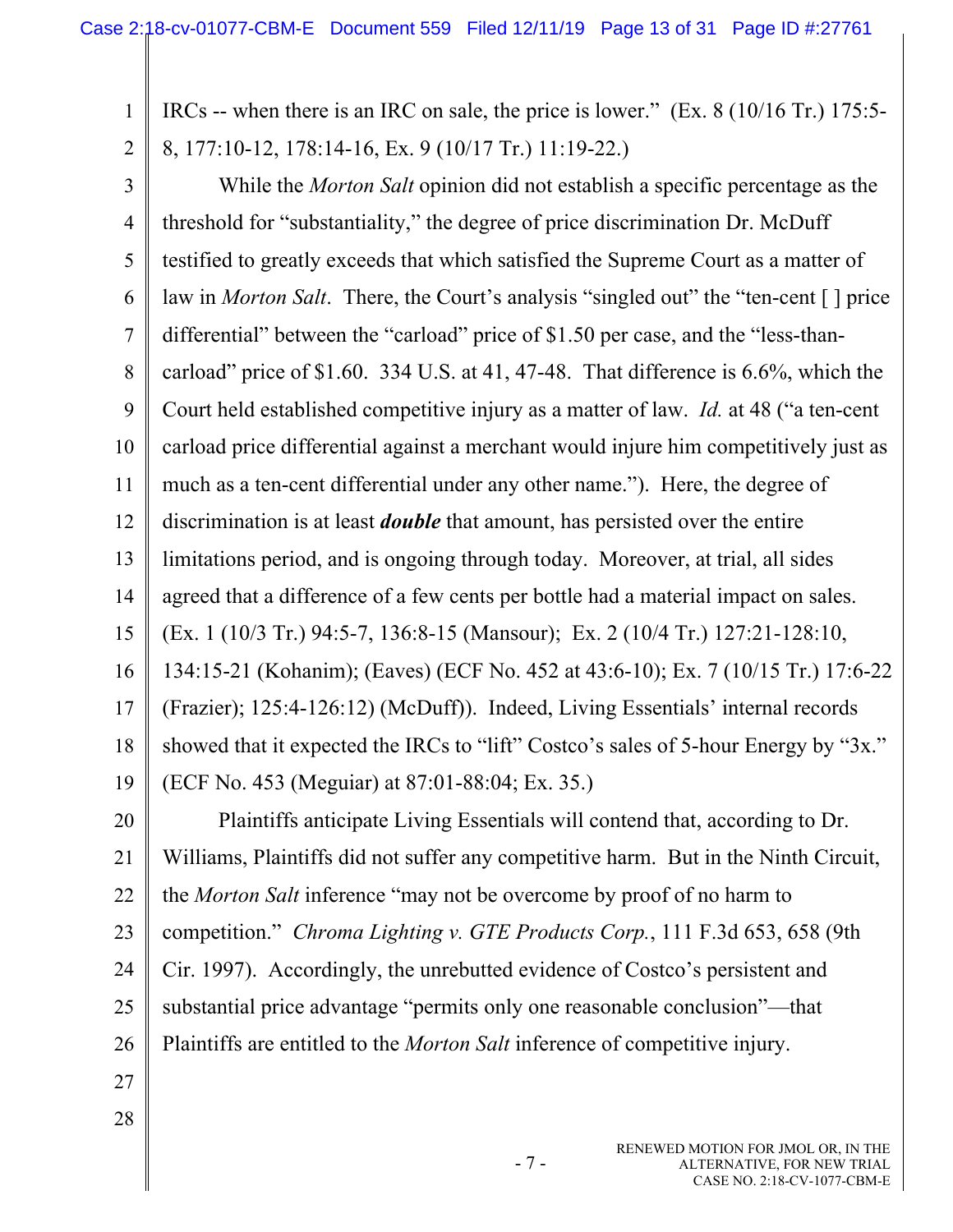IRCs -- when there is an IRC on sale, the price is lower." (Ex. 8 (10/16 Tr.) 175:5-8, 177:10-12, 178:14-16, Ex. 9 (10/17 Tr.) 11:19-22.)

While the *Morton Salt* opinion did not establish a specific percentage as the threshold for "substantiality," the degree of price discrimination Dr. McDuff testified to greatly exceeds that which satisfied the Supreme Court as a matter of law in *Morton Salt*. There, the Court's analysis "singled out" the "ten-cent [ ] price differential" between the "carload" price of $1.50 per case, and the "less-than-carload" price of $1.60. 334 U.S. at 41, 47-48. That difference is 6.6%, which the Court held established competitive injury as a matter of law. *Id.* at 48 ("a ten-cent carload price differential against a merchant would injure him competitively just as much as a ten-cent differential under any other name."). Here, the degree of discrimination is at least ***double*** that amount, has persisted over the entire limitations period, and is ongoing through today. Moreover, at trial, all sides agreed that a difference of a few cents per bottle had a material impact on sales. (Ex. 1 (10/3 Tr.) 94:5-7, 136:8-15 (Mansour); Ex. 2 (10/4 Tr.) 127:21-128:10, 134:15-21 (Kohanim); (Eaves) (ECF No. 452 at 43:6-10); Ex. 7 (10/15 Tr.) 17:6-22 (Frazier); 125:4-126:12) (McDuff)). Indeed, Living Essentials' internal records showed that it expected the IRCs to "lift" Costco's sales of 5-hour Energy by "3x." (ECF No. 453 (Meguiar) at 87:01-88:04; Ex. 35.)

Plaintiffs anticipate Living Essentials will contend that, according to Dr. Williams, Plaintiffs did not suffer any competitive harm. But in the Ninth Circuit, the *Morton Salt* inference "may not be overcome by proof of no harm to competition." *Chroma Lighting v. GTE Products Corp.*, 111 F.3d 653, 658 (9th Cir. 1997). Accordingly, the unrebutted evidence of Costco's persistent and substantial price advantage "permits only one reasonable conclusion"—that Plaintiffs are entitled to the *Morton Salt* inference of competitive injury.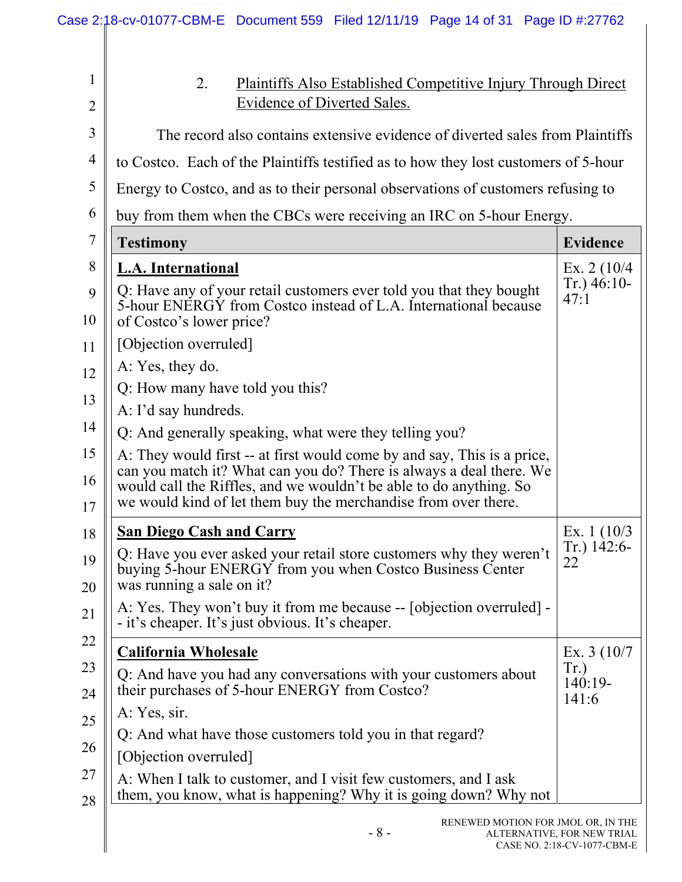2. Plaintiffs Also Established Competitive Injury Through Direct Evidence of Diverted Sales.

The record also contains extensive evidence of diverted sales from Plaintiffs to Costco. Each of the Plaintiffs testified as to how they lost customers of 5-hour Energy to Costco, and as to their personal observations of customers refusing to buy from them when the CBCs were receiving an IRC on 5-hour Energy.

| Testimony | Evidence |
|---|---|
| **L.A. International**<br>Q: Have any of your retail customers ever told you that they bought 5-hour ENERGY from Costco instead of L.A. International because of Costco's lower price?<br>[Objection overruled]<br>A: Yes, they do.<br>Q: How many have told you this?<br>A: I'd say hundreds.<br>Q: And generally speaking, what were they telling you?<br>A: They would first -- at first would come by and say, This is a price, can you match it? What can you do? There is always a deal there. We would call the Riffles, and we wouldn't be able to do anything. So we would kind of let them buy the merchandise from over there. | Ex. 2 (10/4 Tr.) 46:10-47:1 |
| **San Diego Cash and Carry**<br>Q: Have you ever asked your retail store customers why they weren't buying 5-hour ENERGY from you when Costco Business Center was running a sale on it?<br>A: Yes. They won't buy it from me because -- [objection overruled] -- it's cheaper. It's just obvious. It's cheaper. | Ex. 1 (10/3 Tr.) 142:6-22 |
| **California Wholesale**<br>Q: And have you had any conversations with your customers about their purchases of 5-hour ENERGY from Costco?<br>A: Yes, sir.<br>Q: And what have those customers told you in that regard?<br>[Objection overruled]<br>A: When I talk to customer, and I visit few customers, and I ask them, you know, what is happening? Why it is going down? Why not | Ex. 3 (10/7 Tr.) 140:19-141:6 |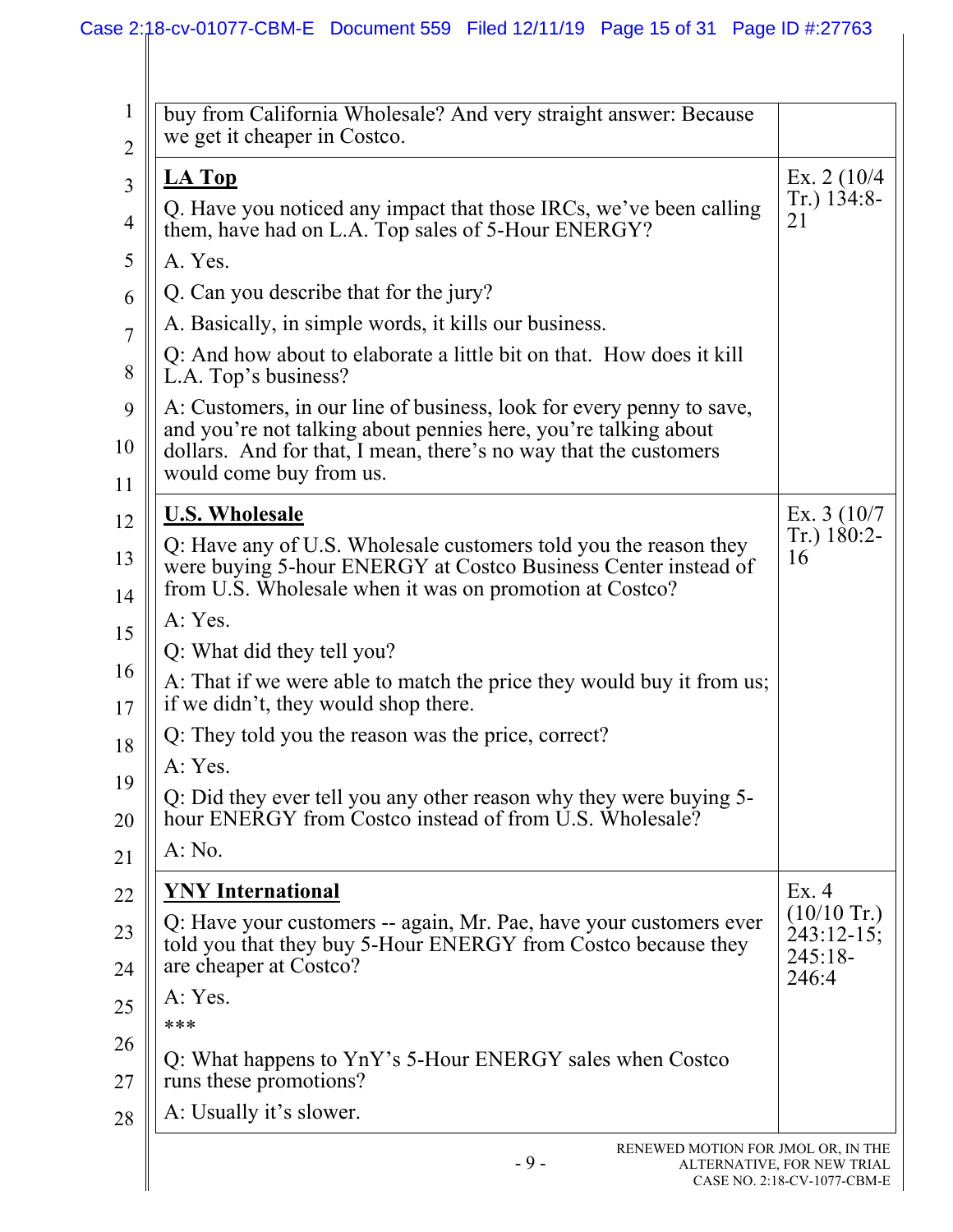| | |
|---|---|
| buy from California Wholesale? And very straight answer: Because we get it cheaper in Costco. | |
| **LA Top**<br>Q. Have you noticed any impact that those IRCs, we've been calling them, have had on L.A. Top sales of 5-Hour ENERGY?<br>A. Yes.<br>Q. Can you describe that for the jury?<br>A. Basically, in simple words, it kills our business.<br>Q: And how about to elaborate a little bit on that. How does it kill L.A. Top's business?<br>A: Customers, in our line of business, look for every penny to save, and you're not talking about pennies here, you're talking about dollars. And for that, I mean, there's no way that the customers would come buy from us. | Ex. 2 (10/4 Tr.) 134:8-21 |
| **U.S. Wholesale**<br>Q: Have any of U.S. Wholesale customers told you the reason they were buying 5-hour ENERGY at Costco Business Center instead of from U.S. Wholesale when it was on promotion at Costco?<br>A: Yes.<br>Q: What did they tell you?<br>A: That if we were able to match the price they would buy it from us; if we didn't, they would shop there.<br>Q: They told you the reason was the price, correct?<br>A: Yes.<br>Q: Did they ever tell you any other reason why they were buying 5-hour ENERGY from Costco instead of from U.S. Wholesale?<br>A: No. | Ex. 3 (10/7 Tr.) 180:2-16 |
| **YNY International**<br>Q: Have your customers -- again, Mr. Pae, have your customers ever told you that they buy 5-Hour ENERGY from Costco because they are cheaper at Costco?<br>A: Yes.<br>***<br>Q: What happens to YnY's 5-Hour ENERGY sales when Costco runs these promotions?<br>A: Usually it's slower. | Ex. 4 (10/10 Tr.) 243:12-15; 245:18-246:4 |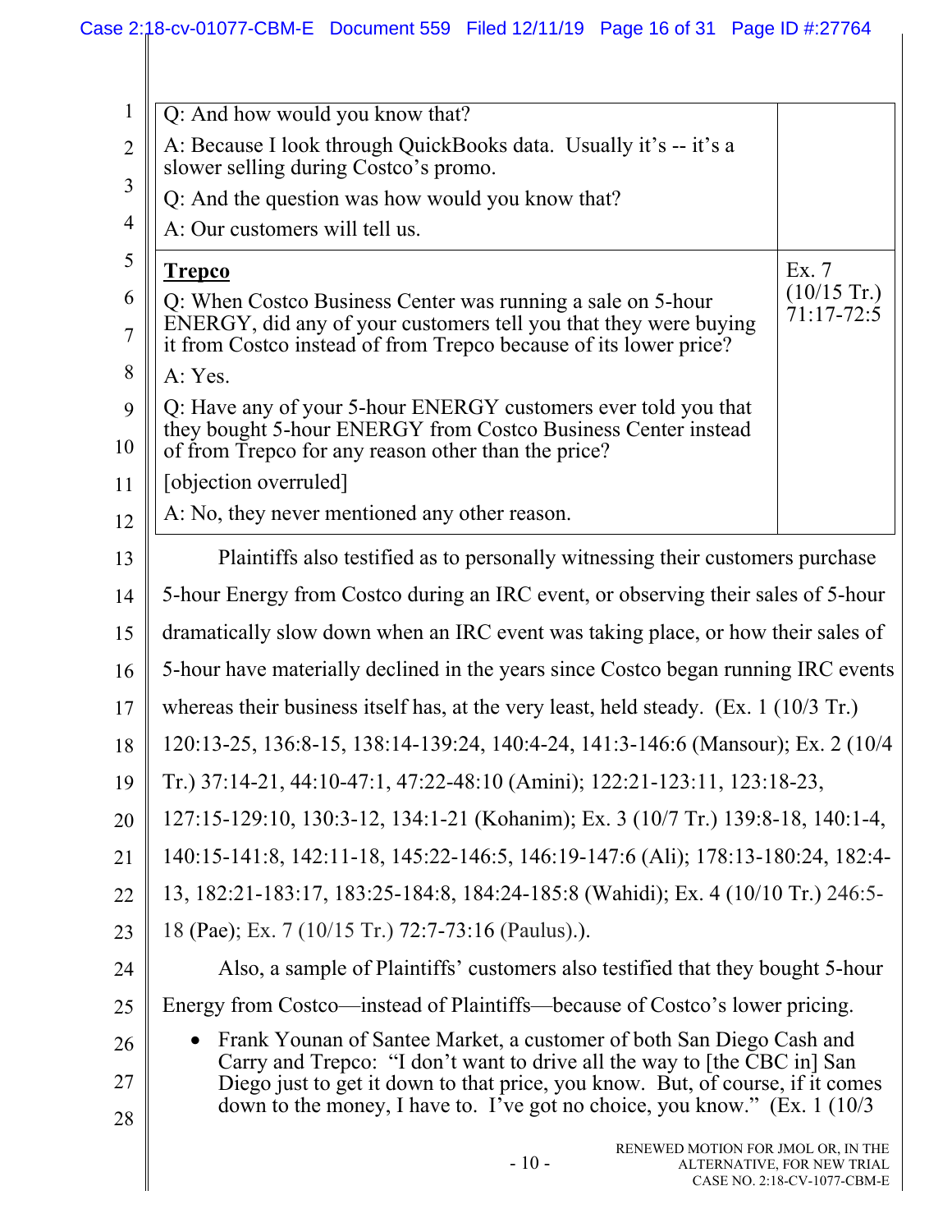| | |
|---|---|
| Q: And how would you know that?<br>A: Because I look through QuickBooks data. Usually it's -- it's a slower selling during Costco's promo.<br>Q: And the question was how would you know that?<br>A: Our customers will tell us. | |
| **Trepco**<br>Q: When Costco Business Center was running a sale on 5-hour ENERGY, did any of your customers tell you that they were buying it from Costco instead of from Trepco because of its lower price?<br>A: Yes.<br>Q: Have any of your 5-hour ENERGY customers ever told you that they bought 5-hour ENERGY from Costco Business Center instead of from Trepco for any reason other than the price?<br>[objection overruled]<br>A: No, they never mentioned any other reason. | Ex. 7 (10/15 Tr.) 71:17-72:5 |

Plaintiffs also testified as to personally witnessing their customers purchase 5-hour Energy from Costco during an IRC event, or observing their sales of 5-hour dramatically slow down when an IRC event was taking place, or how their sales of 5-hour have materially declined in the years since Costco began running IRC events whereas their business itself has, at the very least, held steady. (Ex. 1 (10/3 Tr.) 120:13-25, 136:8-15, 138:14-139:24, 140:4-24, 141:3-146:6 (Mansour); Ex. 2 (10/4 Tr.) 37:14-21, 44:10-47:1, 47:22-48:10 (Amini); 122:21-123:11, 123:18-23, 127:15-129:10, 130:3-12, 134:1-21 (Kohanim); Ex. 3 (10/7 Tr.) 139:8-18, 140:1-4, 140:15-141:8, 142:11-18, 145:22-146:5, 146:19-147:6 (Ali); 178:13-180:24, 182:4-13, 182:21-183:17, 183:25-184:8, 184:24-185:8 (Wahidi); Ex. 4 (10/10 Tr.) 246:5-18 (Pae); Ex. 7 (10/15 Tr.) 72:7-73:16 (Paulus).).

Also, a sample of Plaintiffs' customers also testified that they bought 5-hour Energy from Costco—instead of Plaintiffs—because of Costco's lower pricing.

- Frank Younan of Santee Market, a customer of both San Diego Cash and Carry and Trepco: "I don't want to drive all the way to [the CBC in] San Diego just to get it down to that price, you know. But, of course, if it comes down to the money, I have to. I've got no choice, you know." (Ex. 1 (10/3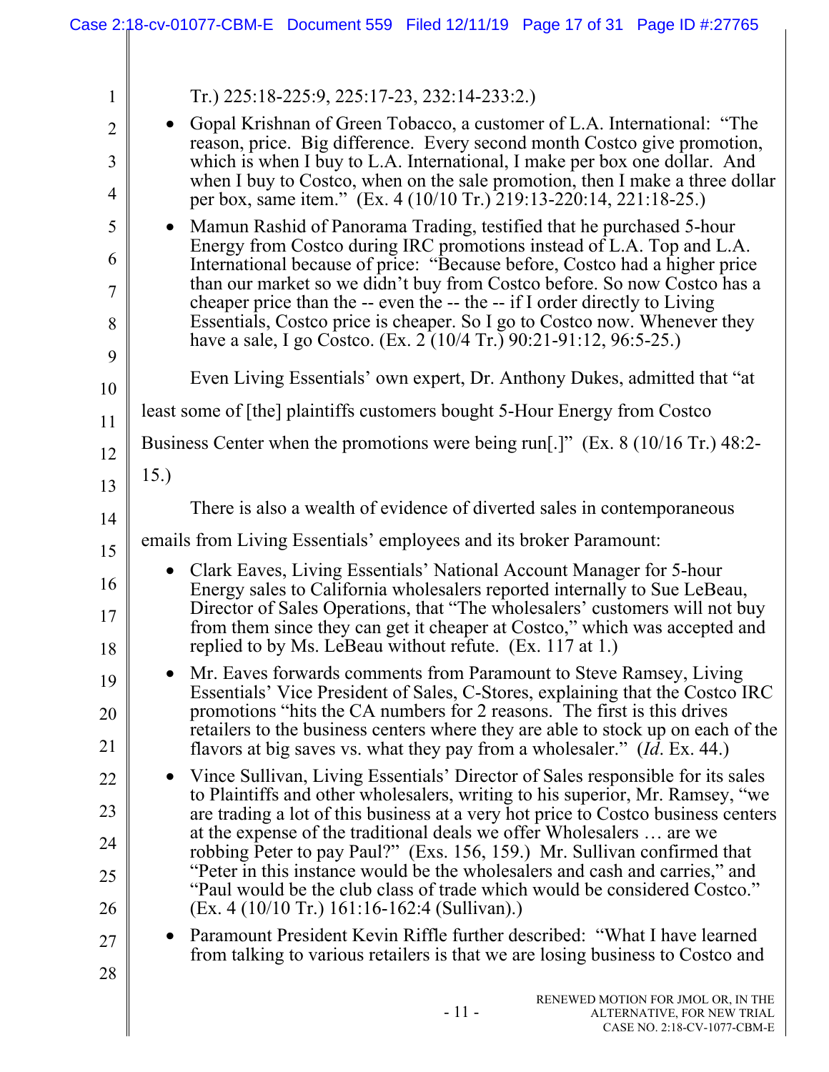Tr.) 225:18-225:9, 225:17-23, 232:14-233:2.)

- Gopal Krishnan of Green Tobacco, a customer of L.A. International: "The reason, price. Big difference. Every second month Costco give promotion, which is when I buy to L.A. International, I make per box one dollar. And when I buy to Costco, when on the sale promotion, then I make a three dollar per box, same item." (Ex. 4 (10/10 Tr.) 219:13-220:14, 221:18-25.)
- Mamun Rashid of Panorama Trading, testified that he purchased 5-hour Energy from Costco during IRC promotions instead of L.A. Top and L.A. International because of price: "Because before, Costco had a higher price than our market so we didn't buy from Costco before. So now Costco has a cheaper price than the -- even the -- the -- if I order directly to Living Essentials, Costco price is cheaper. So I go to Costco now. Whenever they have a sale, I go Costco. (Ex. 2 (10/4 Tr.) 90:21-91:12, 96:5-25.)

Even Living Essentials' own expert, Dr. Anthony Dukes, admitted that "at least some of [the] plaintiffs customers bought 5-Hour Energy from Costco Business Center when the promotions were being run[.]" (Ex. 8 (10/16 Tr.) 48:2-15.)

There is also a wealth of evidence of diverted sales in contemporaneous emails from Living Essentials' employees and its broker Paramount:

- Clark Eaves, Living Essentials' National Account Manager for 5-hour Energy sales to California wholesalers reported internally to Sue LeBeau, Director of Sales Operations, that "The wholesalers' customers will not buy from them since they can get it cheaper at Costco," which was accepted and replied to by Ms. LeBeau without refute. (Ex. 117 at 1.)
- Mr. Eaves forwards comments from Paramount to Steve Ramsey, Living Essentials' Vice President of Sales, C-Stores, explaining that the Costco IRC promotions "hits the CA numbers for 2 reasons. The first is this drives retailers to the business centers where they are able to stock up on each of the flavors at big saves vs. what they pay from a wholesaler." (*Id*. Ex. 44.)
- Vince Sullivan, Living Essentials' Director of Sales responsible for its sales to Plaintiffs and other wholesalers, writing to his superior, Mr. Ramsey, "we are trading a lot of this business at a very hot price to Costco business centers at the expense of the traditional deals we offer Wholesalers … are we robbing Peter to pay Paul?" (Exs. 156, 159.) Mr. Sullivan confirmed that "Peter in this instance would be the wholesalers and cash and carries," and "Paul would be the club class of trade which would be considered Costco." (Ex. 4 (10/10 Tr.) 161:16-162:4 (Sullivan).)
- Paramount President Kevin Riffle further described: "What I have learned from talking to various retailers is that we are losing business to Costco and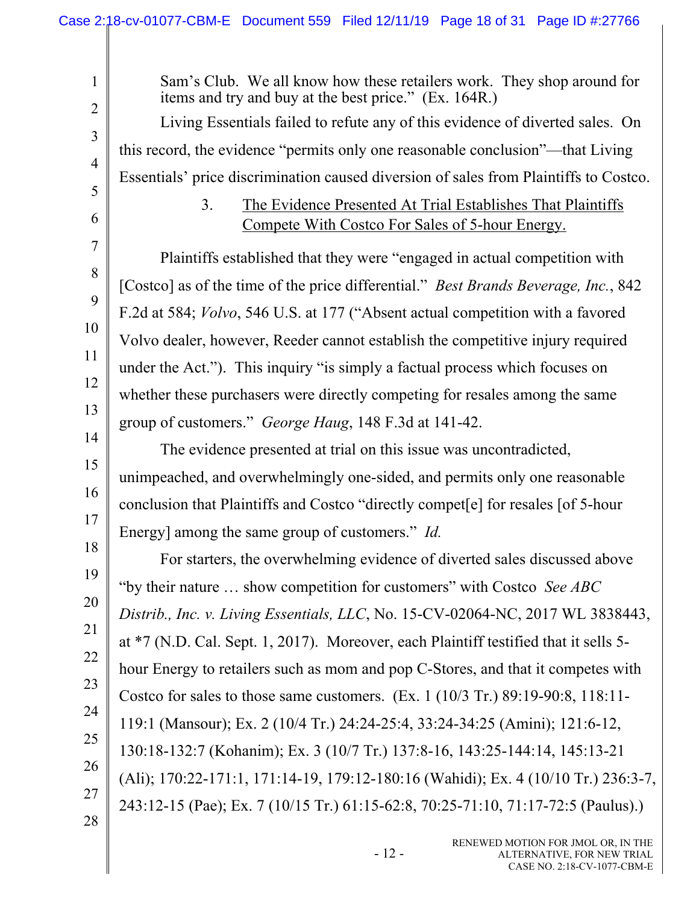Sam's Club. We all know how these retailers work. They shop around for items and try and buy at the best price." (Ex. 164R.)

Living Essentials failed to refute any of this evidence of diverted sales. On this record, the evidence "permits only one reasonable conclusion"—that Living Essentials' price discrimination caused diversion of sales from Plaintiffs to Costco.

### 3. <u>The Evidence Presented At Trial Establishes That Plaintiffs Compete With Costco For Sales of 5-hour Energy.</u>

Plaintiffs established that they were "engaged in actual competition with [Costco] as of the time of the price differential." *Best Brands Beverage, Inc.*, 842 F.2d at 584; *Volvo*, 546 U.S. at 177 ("Absent actual competition with a favored Volvo dealer, however, Reeder cannot establish the competitive injury required under the Act."). This inquiry "is simply a factual process which focuses on whether these purchasers were directly competing for resales among the same group of customers." *George Haug*, 148 F.3d at 141-42.

The evidence presented at trial on this issue was uncontradicted, unimpeached, and overwhelmingly one-sided, and permits only one reasonable conclusion that Plaintiffs and Costco "directly compet[e] for resales [of 5-hour Energy] among the same group of customers." *Id.*

For starters, the overwhelming evidence of diverted sales discussed above "by their nature … show competition for customers" with Costco *See ABC Distrib., Inc. v. Living Essentials, LLC*, No. 15-CV-02064-NC, 2017 WL 3838443, at *7 (N.D. Cal. Sept. 1, 2017). Moreover, each Plaintiff testified that it sells 5-hour Energy to retailers such as mom and pop C-Stores, and that it competes with Costco for sales to those same customers. (Ex. 1 (10/3 Tr.) 89:19-90:8, 118:11-119:1 (Mansour); Ex. 2 (10/4 Tr.) 24:24-25:4, 33:24-34:25 (Amini); 121:6-12, 130:18-132:7 (Kohanim); Ex. 3 (10/7 Tr.) 137:8-16, 143:25-144:14, 145:13-21 (Ali); 170:22-171:1, 171:14-19, 179:12-180:16 (Wahidi); Ex. 4 (10/10 Tr.) 236:3-7, 243:12-15 (Pae); Ex. 7 (10/15 Tr.) 61:15-62:8, 70:25-71:10, 71:17-72:5 (Paulus).)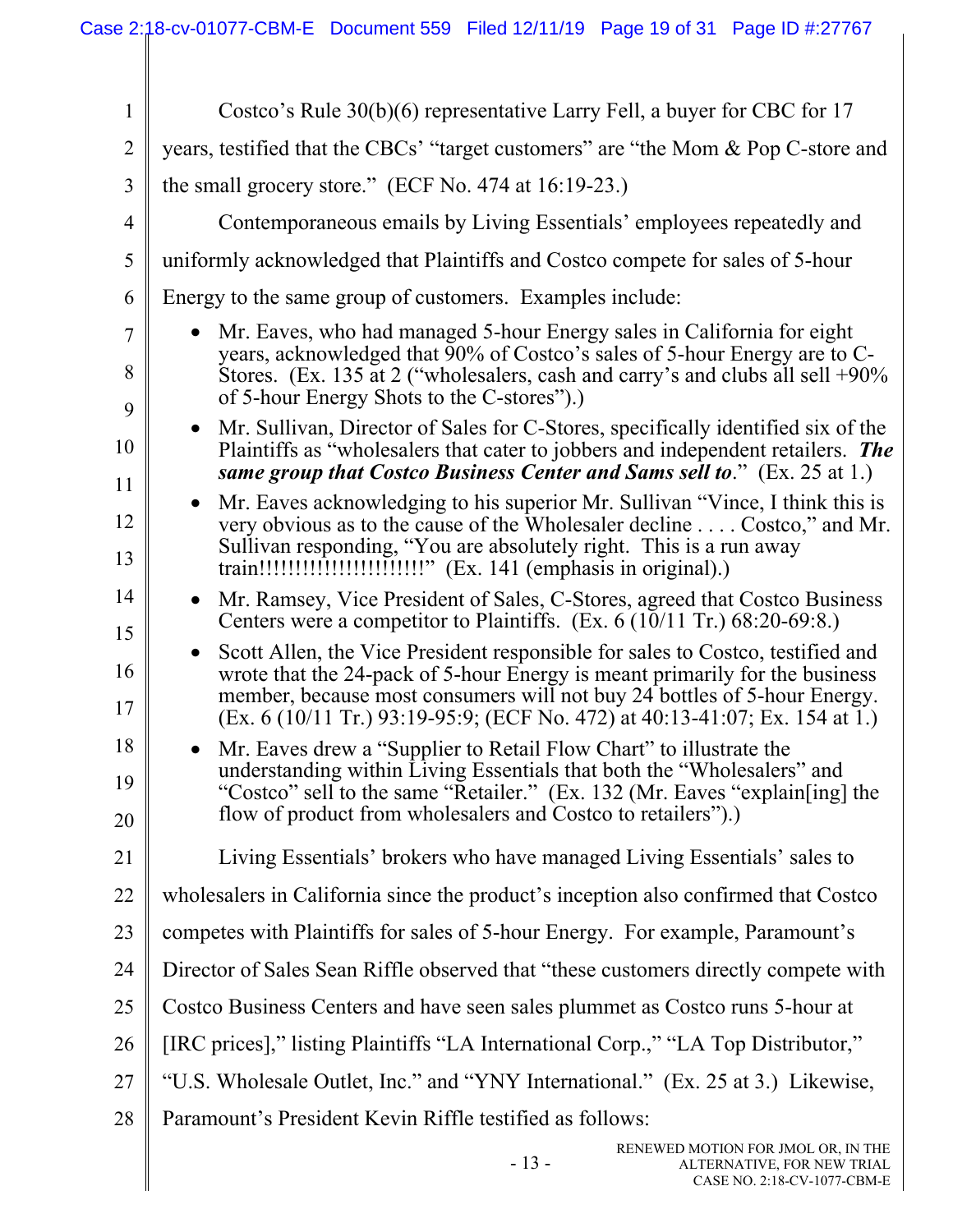Costco's Rule 30(b)(6) representative Larry Fell, a buyer for CBC for 17 years, testified that the CBCs' "target customers" are "the Mom & Pop C-store and the small grocery store." (ECF No. 474 at 16:19-23.)

Contemporaneous emails by Living Essentials' employees repeatedly and uniformly acknowledged that Plaintiffs and Costco compete for sales of 5-hour Energy to the same group of customers. Examples include:

- Mr. Eaves, who had managed 5-hour Energy sales in California for eight years, acknowledged that 90% of Costco's sales of 5-hour Energy are to C-Stores. (Ex. 135 at 2 ("wholesalers, cash and carry's and clubs all sell +90% of 5-hour Energy Shots to the C-stores").)
- Mr. Sullivan, Director of Sales for C-Stores, specifically identified six of the Plaintiffs as "wholesalers that cater to jobbers and independent retailers. ***The same group that Costco Business Center and Sams sell to***." (Ex. 25 at 1.)
- Mr. Eaves acknowledging to his superior Mr. Sullivan "Vince, I think this is very obvious as to the cause of the Wholesaler decline . . . . Costco," and Mr. Sullivan responding, "You are absolutely right. This is a run away train!!!!!!!!!!!!!!!!!!!!!!!" (Ex. 141 (emphasis in original).)
- Mr. Ramsey, Vice President of Sales, C-Stores, agreed that Costco Business Centers were a competitor to Plaintiffs. (Ex. 6 (10/11 Tr.) 68:20-69:8.)
- Scott Allen, the Vice President responsible for sales to Costco, testified and wrote that the 24-pack of 5-hour Energy is meant primarily for the business member, because most consumers will not buy 24 bottles of 5-hour Energy. (Ex. 6 (10/11 Tr.) 93:19-95:9; (ECF No. 472) at 40:13-41:07; Ex. 154 at 1.)
- Mr. Eaves drew a "Supplier to Retail Flow Chart" to illustrate the understanding within Living Essentials that both the "Wholesalers" and "Costco" sell to the same "Retailer." (Ex. 132 (Mr. Eaves "explain[ing] the flow of product from wholesalers and Costco to retailers").)

Living Essentials' brokers who have managed Living Essentials' sales to wholesalers in California since the product's inception also confirmed that Costco competes with Plaintiffs for sales of 5-hour Energy. For example, Paramount's Director of Sales Sean Riffle observed that "these customers directly compete with Costco Business Centers and have seen sales plummet as Costco runs 5-hour at [IRC prices]," listing Plaintiffs "LA International Corp.," "LA Top Distributor," "U.S. Wholesale Outlet, Inc." and "YNY International." (Ex. 25 at 3.) Likewise, Paramount's President Kevin Riffle testified as follows: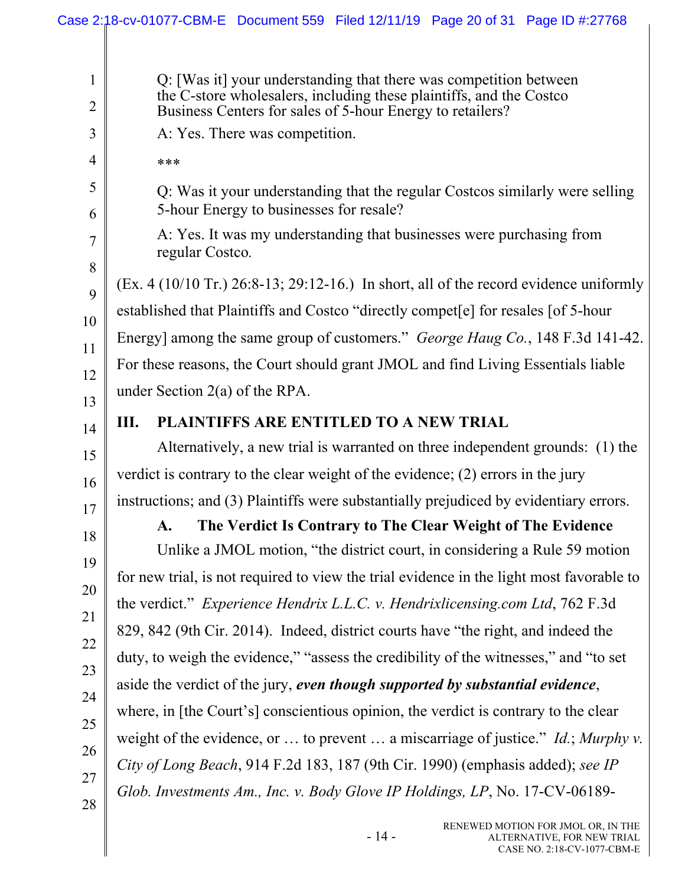Q: [Was it] your understanding that there was competition between the C-store wholesalers, including these plaintiffs, and the Costco Business Centers for sales of 5-hour Energy to retailers?

A: Yes. There was competition.

***

Q: Was it your understanding that the regular Costcos similarly were selling 5-hour Energy to businesses for resale?

A: Yes. It was my understanding that businesses were purchasing from regular Costco.

(Ex. 4 (10/10 Tr.) 26:8-13; 29:12-16.) In short, all of the record evidence uniformly established that Plaintiffs and Costco "directly compet[e] for resales [of 5-hour Energy] among the same group of customers." *George Haug Co.*, 148 F.3d 141-42. For these reasons, the Court should grant JMOL and find Living Essentials liable under Section 2(a) of the RPA.

## III. PLAINTIFFS ARE ENTITLED TO A NEW TRIAL

Alternatively, a new trial is warranted on three independent grounds: (1) the verdict is contrary to the clear weight of the evidence; (2) errors in the jury instructions; and (3) Plaintiffs were substantially prejudiced by evidentiary errors.

### A. The Verdict Is Contrary to The Clear Weight of The Evidence

Unlike a JMOL motion, "the district court, in considering a Rule 59 motion for new trial, is not required to view the trial evidence in the light most favorable to the verdict." *Experience Hendrix L.L.C. v. Hendrixlicensing.com Ltd*, 762 F.3d 829, 842 (9th Cir. 2014). Indeed, district courts have "the right, and indeed the duty, to weigh the evidence," "assess the credibility of the witnesses," and "to set aside the verdict of the jury, ***even though supported by substantial evidence***, where, in [the Court's] conscientious opinion, the verdict is contrary to the clear weight of the evidence, or … to prevent … a miscarriage of justice." *Id.*; *Murphy v. City of Long Beach*, 914 F.2d 183, 187 (9th Cir. 1990) (emphasis added); *see IP Glob. Investments Am., Inc. v. Body Glove IP Holdings, LP*, No. 17-CV-06189-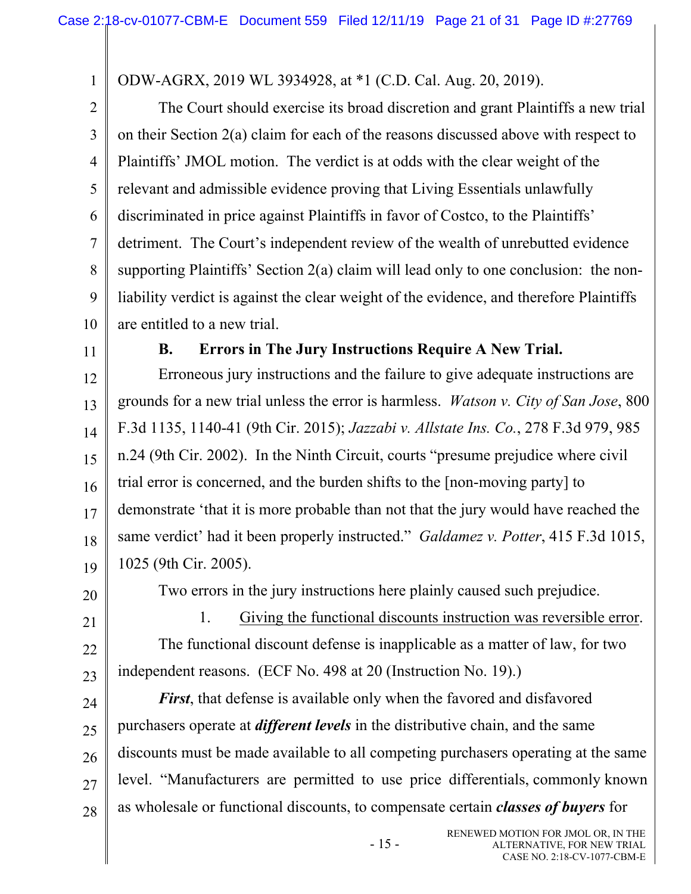ODW-AGRX, 2019 WL 3934928, at *1 (C.D. Cal. Aug. 20, 2019).

The Court should exercise its broad discretion and grant Plaintiffs a new trial on their Section 2(a) claim for each of the reasons discussed above with respect to Plaintiffs' JMOL motion. The verdict is at odds with the clear weight of the relevant and admissible evidence proving that Living Essentials unlawfully discriminated in price against Plaintiffs in favor of Costco, to the Plaintiffs' detriment. The Court's independent review of the wealth of unrebutted evidence supporting Plaintiffs' Section 2(a) claim will lead only to one conclusion: the non-liability verdict is against the clear weight of the evidence, and therefore Plaintiffs are entitled to a new trial.

### B. Errors in The Jury Instructions Require A New Trial.

Erroneous jury instructions and the failure to give adequate instructions are grounds for a new trial unless the error is harmless. *Watson v. City of San Jose*, 800 F.3d 1135, 1140-41 (9th Cir. 2015); *Jazzabi v. Allstate Ins. Co.*, 278 F.3d 979, 985 n.24 (9th Cir. 2002). In the Ninth Circuit, courts "presume prejudice where civil trial error is concerned, and the burden shifts to the [non-moving party] to demonstrate 'that it is more probable than not that the jury would have reached the same verdict' had it been properly instructed." *Galdamez v. Potter*, 415 F.3d 1015, 1025 (9th Cir. 2005).

Two errors in the jury instructions here plainly caused such prejudice.

1. <u>Giving the functional discounts instruction was reversible error</u>.

The functional discount defense is inapplicable as a matter of law, for two independent reasons. (ECF No. 498 at 20 (Instruction No. 19).)

***First***, that defense is available only when the favored and disfavored purchasers operate at ***different levels*** in the distributive chain, and the same discounts must be made available to all competing purchasers operating at the same level. "Manufacturers are permitted to use price differentials, commonly known as wholesale or functional discounts, to compensate certain ***classes of buyers*** for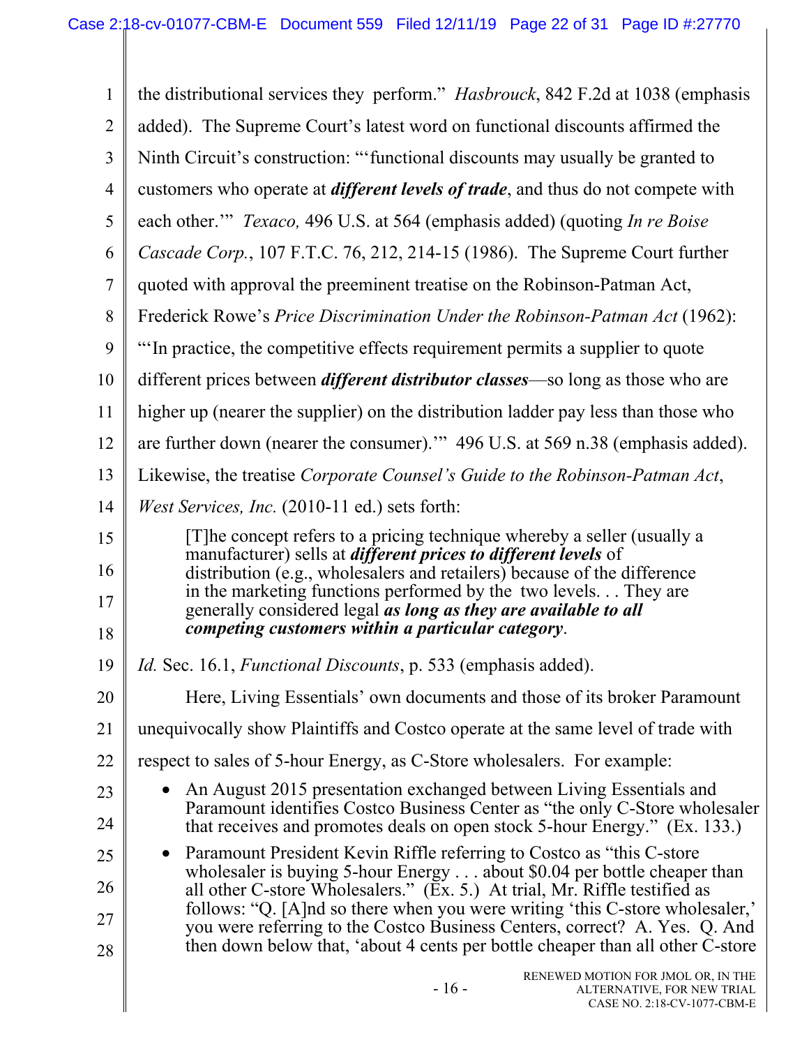the distributional services they perform." *Hasbrouck*, 842 F.2d at 1038 (emphasis added). The Supreme Court's latest word on functional discounts affirmed the Ninth Circuit's construction: "'functional discounts may usually be granted to customers who operate at ***different levels of trade***, and thus do not compete with each other.'" *Texaco,* 496 U.S. at 564 (emphasis added) (quoting *In re Boise Cascade Corp.*, 107 F.T.C. 76, 212, 214-15 (1986). The Supreme Court further quoted with approval the preeminent treatise on the Robinson-Patman Act, Frederick Rowe's *Price Discrimination Under the Robinson-Patman Act* (1962): "'In practice, the competitive effects requirement permits a supplier to quote different prices between ***different distributor classes***—so long as those who are higher up (nearer the supplier) on the distribution ladder pay less than those who are further down (nearer the consumer).'" 496 U.S. at 569 n.38 (emphasis added). Likewise, the treatise *Corporate Counsel's Guide to the Robinson-Patman Act*, *West Services, Inc.* (2010-11 ed.) sets forth:

> [T]he concept refers to a pricing technique whereby a seller (usually a manufacturer) sells at ***different prices to different levels*** of distribution (e.g., wholesalers and retailers) because of the difference in the marketing functions performed by the two levels. . . They are generally considered legal ***as long as they are available to all competing customers within a particular category***.

*Id.* Sec. 16.1, *Functional Discounts*, p. 533 (emphasis added).

Here, Living Essentials' own documents and those of its broker Paramount unequivocally show Plaintiffs and Costco operate at the same level of trade with respect to sales of 5-hour Energy, as C-Store wholesalers. For example:

- An August 2015 presentation exchanged between Living Essentials and Paramount identifies Costco Business Center as "the only C-Store wholesaler that receives and promotes deals on open stock 5-hour Energy." (Ex. 133.)
- Paramount President Kevin Riffle referring to Costco as "this C-store wholesaler is buying 5-hour Energy . . . about $0.04 per bottle cheaper than all other C-store Wholesalers." (Ex. 5.) At trial, Mr. Riffle testified as follows: "Q. [A]nd so there when you were writing 'this C-store wholesaler,' you were referring to the Costco Business Centers, correct? A. Yes. Q. And then down below that, 'about 4 cents per bottle cheaper than all other C-store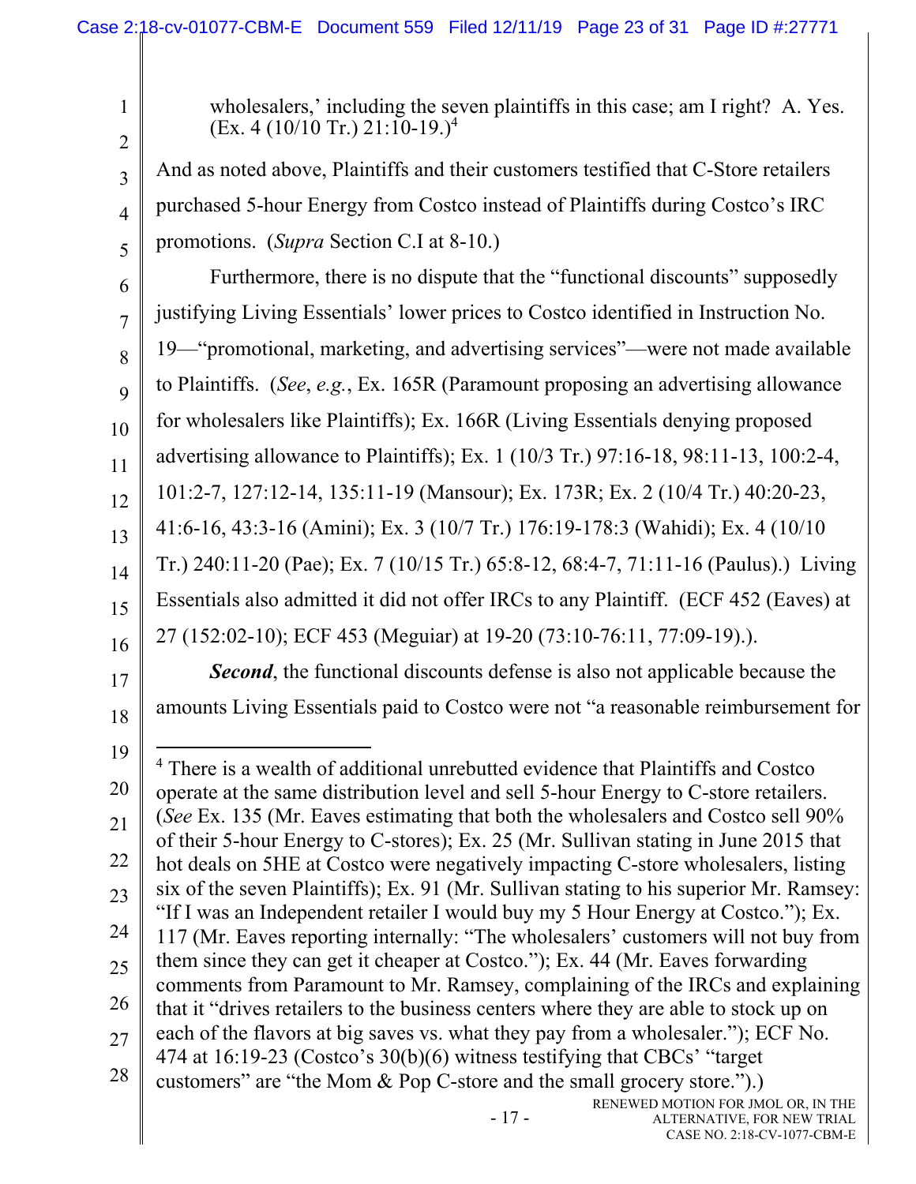wholesalers,' including the seven plaintiffs in this case; am I right? A. Yes. (Ex. 4 (10/10 Tr.) 21:10-19.)[4]

And as noted above, Plaintiffs and their customers testified that C-Store retailers purchased 5-hour Energy from Costco instead of Plaintiffs during Costco's IRC promotions. (*Supra* Section C.I at 8-10.)

Furthermore, there is no dispute that the "functional discounts" supposedly justifying Living Essentials' lower prices to Costco identified in Instruction No. 19—"promotional, marketing, and advertising services"—were not made available to Plaintiffs. (*See*, *e.g.*, Ex. 165R (Paramount proposing an advertising allowance for wholesalers like Plaintiffs); Ex. 166R (Living Essentials denying proposed advertising allowance to Plaintiffs); Ex. 1 (10/3 Tr.) 97:16-18, 98:11-13, 100:2-4, 101:2-7, 127:12-14, 135:11-19 (Mansour); Ex. 173R; Ex. 2 (10/4 Tr.) 40:20-23, 41:6-16, 43:3-16 (Amini); Ex. 3 (10/7 Tr.) 176:19-178:3 (Wahidi); Ex. 4 (10/10 Tr.) 240:11-20 (Pae); Ex. 7 (10/15 Tr.) 65:8-12, 68:4-7, 71:11-16 (Paulus).) Living Essentials also admitted it did not offer IRCs to any Plaintiff. (ECF 452 (Eaves) at 27 (152:02-10); ECF 453 (Meguiar) at 19-20 (73:10-76:11, 77:09-19).).

***Second***, the functional discounts defense is also not applicable because the amounts Living Essentials paid to Costco were not "a reasonable reimbursement for

---

[4] There is a wealth of additional unrebutted evidence that Plaintiffs and Costco operate at the same distribution level and sell 5-hour Energy to C-store retailers. (*See* Ex. 135 (Mr. Eaves estimating that both the wholesalers and Costco sell 90% of their 5-hour Energy to C-stores); Ex. 25 (Mr. Sullivan stating in June 2015 that hot deals on 5HE at Costco were negatively impacting C-store wholesalers, listing six of the seven Plaintiffs); Ex. 91 (Mr. Sullivan stating to his superior Mr. Ramsey: "If I was an Independent retailer I would buy my 5 Hour Energy at Costco."); Ex. 117 (Mr. Eaves reporting internally: "The wholesalers' customers will not buy from them since they can get it cheaper at Costco."); Ex. 44 (Mr. Eaves forwarding comments from Paramount to Mr. Ramsey, complaining of the IRCs and explaining that it "drives retailers to the business centers where they are able to stock up on each of the flavors at big saves vs. what they pay from a wholesaler."); ECF No. 474 at 16:19-23 (Costco's 30(b)(6) witness testifying that CBCs' "target customers" are "the Mom & Pop C-store and the small grocery store.").)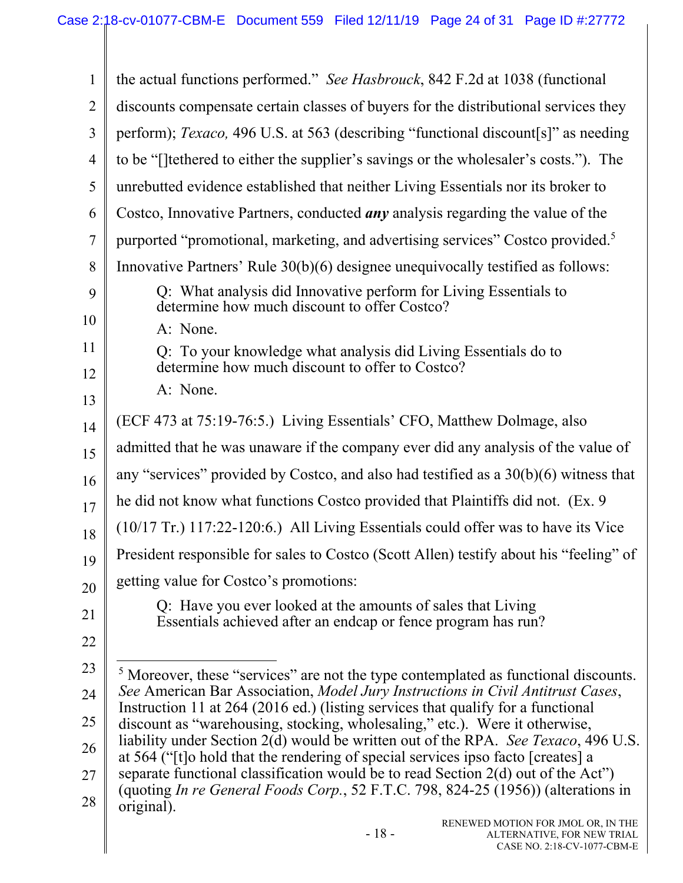the actual functions performed." *See Hasbrouck*, 842 F.2d at 1038 (functional discounts compensate certain classes of buyers for the distributional services they perform); *Texaco,* 496 U.S. at 563 (describing "functional discount[s]" as needing to be "[]tethered to either the supplier's savings or the wholesaler's costs."). The unrebutted evidence established that neither Living Essentials nor its broker to Costco, Innovative Partners, conducted ***any*** analysis regarding the value of the purported "promotional, marketing, and advertising services" Costco provided.[5] Innovative Partners' Rule 30(b)(6) designee unequivocally testified as follows:

> Q: What analysis did Innovative perform for Living Essentials to determine how much discount to offer Costco?
>
> A: None.
>
> Q: To your knowledge what analysis did Living Essentials do to determine how much discount to offer to Costco?
>
> A: None.

(ECF 473 at 75:19-76:5.) Living Essentials' CFO, Matthew Dolmage, also admitted that he was unaware if the company ever did any analysis of the value of any "services" provided by Costco, and also had testified as a 30(b)(6) witness that he did not know what functions Costco provided that Plaintiffs did not. (Ex. 9 (10/17 Tr.) 117:22-120:6.) All Living Essentials could offer was to have its Vice President responsible for sales to Costco (Scott Allen) testify about his "feeling" of getting value for Costco's promotions:

> Q: Have you ever looked at the amounts of sales that Living Essentials achieved after an endcap or fence program has run?

---

[5] Moreover, these "services" are not the type contemplated as functional discounts. *See* American Bar Association, *Model Jury Instructions in Civil Antitrust Cases*, Instruction 11 at 264 (2016 ed.) (listing services that qualify for a functional discount as "warehousing, stocking, wholesaling," etc.). Were it otherwise, liability under Section 2(d) would be written out of the RPA. *See Texaco*, 496 U.S. at 564 ("[t]o hold that the rendering of special services ipso facto [creates] a separate functional classification would be to read Section 2(d) out of the Act") (quoting *In re General Foods Corp.*, 52 F.T.C. 798, 824-25 (1956)) (alterations in original).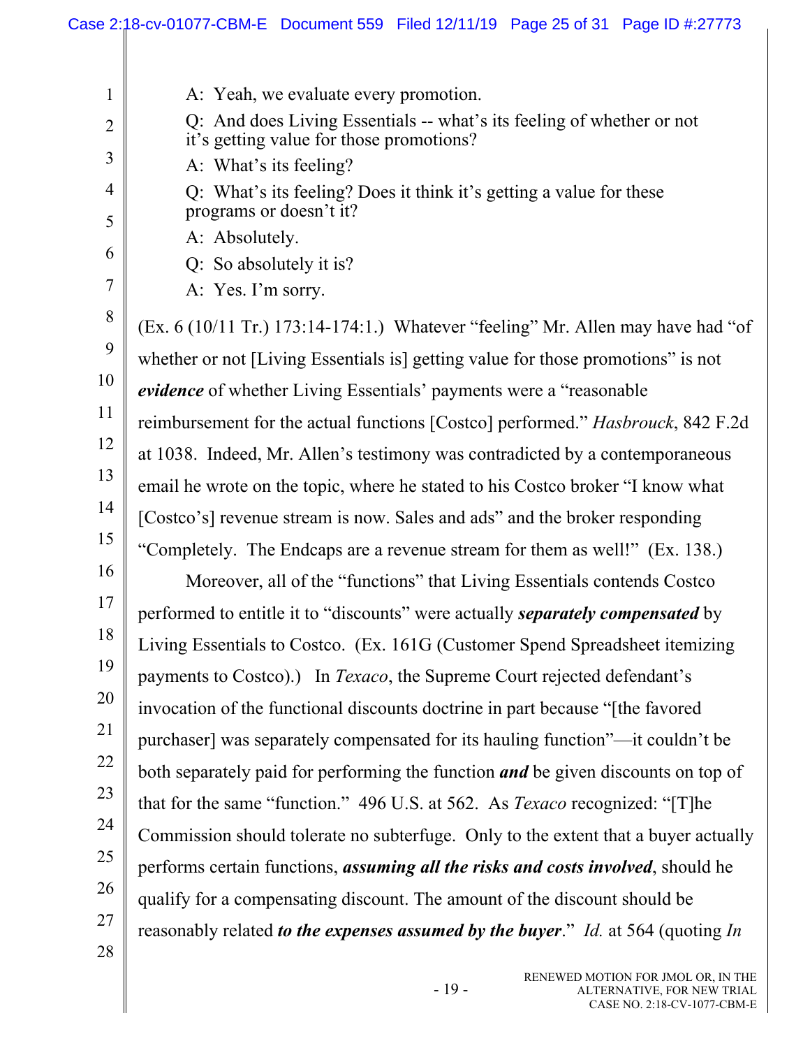A: Yeah, we evaluate every promotion.

Q: And does Living Essentials -- what's its feeling of whether or not it's getting value for those promotions?

A: What's its feeling?

Q: What's its feeling? Does it think it's getting a value for these programs or doesn't it?

A: Absolutely.

Q: So absolutely it is?

A: Yes. I'm sorry.

(Ex. 6 (10/11 Tr.) 173:14-174:1.) Whatever "feeling" Mr. Allen may have had "of whether or not [Living Essentials is] getting value for those promotions" is not ***evidence*** of whether Living Essentials' payments were a "reasonable reimbursement for the actual functions [Costco] performed." *Hasbrouck*, 842 F.2d at 1038. Indeed, Mr. Allen's testimony was contradicted by a contemporaneous email he wrote on the topic, where he stated to his Costco broker "I know what [Costco's] revenue stream is now. Sales and ads" and the broker responding "Completely. The Endcaps are a revenue stream for them as well!" (Ex. 138.)

Moreover, all of the "functions" that Living Essentials contends Costco performed to entitle it to "discounts" were actually ***separately compensated*** by Living Essentials to Costco. (Ex. 161G (Customer Spend Spreadsheet itemizing payments to Costco).) In *Texaco*, the Supreme Court rejected defendant's invocation of the functional discounts doctrine in part because "[the favored purchaser] was separately compensated for its hauling function"—it couldn't be both separately paid for performing the function ***and*** be given discounts on top of that for the same "function." 496 U.S. at 562. As *Texaco* recognized: "[T]he Commission should tolerate no subterfuge. Only to the extent that a buyer actually performs certain functions, ***assuming all the risks and costs involved***, should he qualify for a compensating discount. The amount of the discount should be reasonably related ***to the expenses assumed by the buyer***." *Id.* at 564 (quoting *In*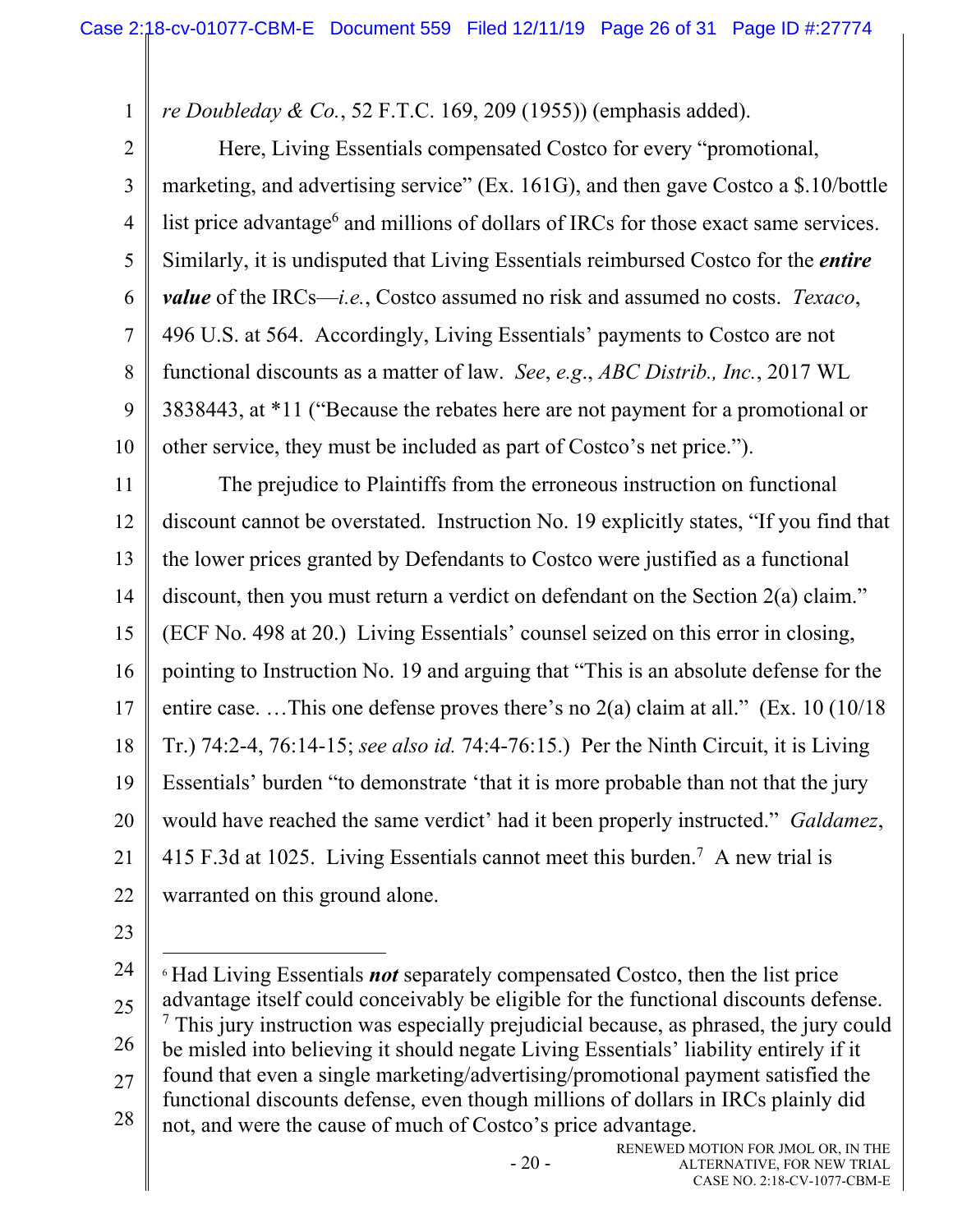*re Doubleday & Co.*, 52 F.T.C. 169, 209 (1955)) (emphasis added).

Here, Living Essentials compensated Costco for every "promotional, marketing, and advertising service" (Ex. 161G), and then gave Costco a $.10/bottle list price advantage[6] and millions of dollars of IRCs for those exact same services. Similarly, it is undisputed that Living Essentials reimbursed Costco for the ***entire value*** of the IRCs—*i.e.*, Costco assumed no risk and assumed no costs. *Texaco*, 496 U.S. at 564. Accordingly, Living Essentials' payments to Costco are not functional discounts as a matter of law. *See*, *e.g*., *ABC Distrib., Inc.*, 2017 WL 3838443, at *11 ("Because the rebates here are not payment for a promotional or other service, they must be included as part of Costco's net price.").

The prejudice to Plaintiffs from the erroneous instruction on functional discount cannot be overstated. Instruction No. 19 explicitly states, "If you find that the lower prices granted by Defendants to Costco were justified as a functional discount, then you must return a verdict on defendant on the Section 2(a) claim." (ECF No. 498 at 20.) Living Essentials' counsel seized on this error in closing, pointing to Instruction No. 19 and arguing that "This is an absolute defense for the entire case. …This one defense proves there's no 2(a) claim at all." (Ex. 10 (10/18 Tr.) 74:2-4, 76:14-15; *see also id.* 74:4-76:15.) Per the Ninth Circuit, it is Living Essentials' burden "to demonstrate 'that it is more probable than not that the jury would have reached the same verdict' had it been properly instructed." *Galdamez*, 415 F.3d at 1025. Living Essentials cannot meet this burden.[7] A new trial is warranted on this ground alone.

---

[6] Had Living Essentials ***not*** separately compensated Costco, then the list price advantage itself could conceivably be eligible for the functional discounts defense.

[7] This jury instruction was especially prejudicial because, as phrased, the jury could be misled into believing it should negate Living Essentials' liability entirely if it found that even a single marketing/advertising/promotional payment satisfied the functional discounts defense, even though millions of dollars in IRCs plainly did not, and were the cause of much of Costco's price advantage.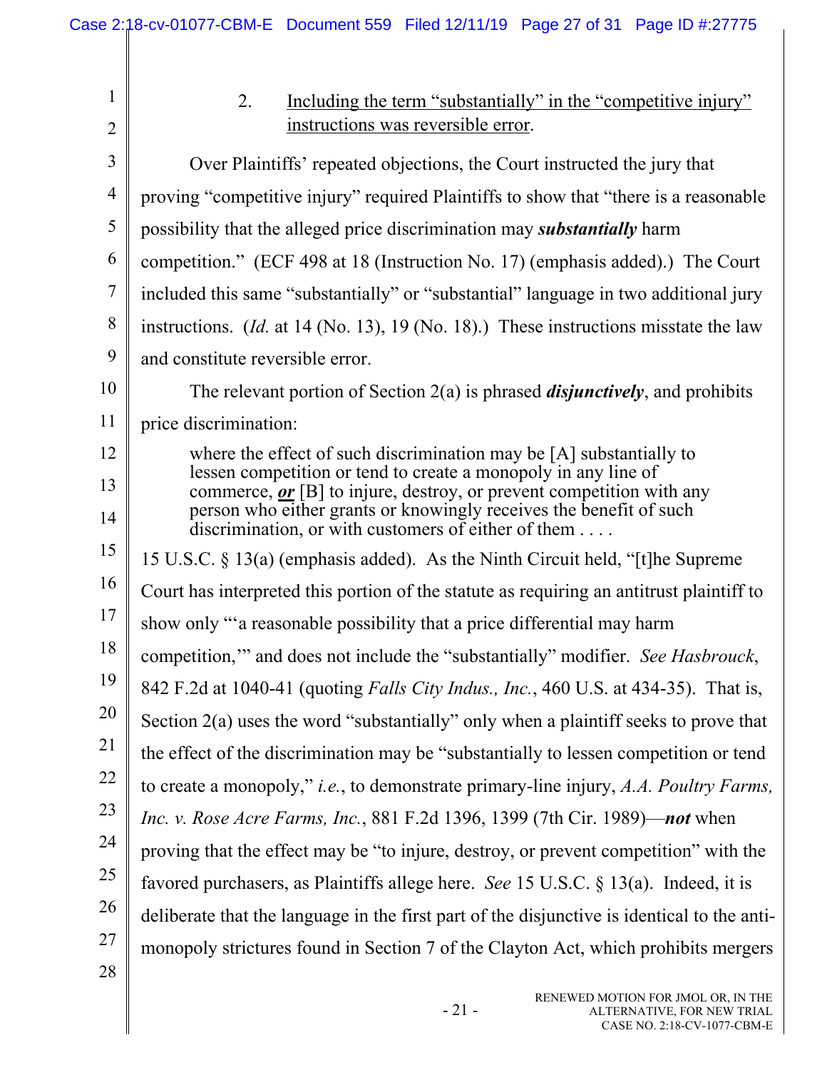### 2. <u>Including the term "substantially" in the "competitive injury" instructions was reversible error</u>.

Over Plaintiffs' repeated objections, the Court instructed the jury that proving "competitive injury" required Plaintiffs to show that "there is a reasonable possibility that the alleged price discrimination may ***substantially*** harm competition." (ECF 498 at 18 (Instruction No. 17) (emphasis added).) The Court included this same "substantially" or "substantial" language in two additional jury instructions. (*Id.* at 14 (No. 13), 19 (No. 18).) These instructions misstate the law and constitute reversible error.

The relevant portion of Section 2(a) is phrased ***disjunctively***, and prohibits price discrimination:

> where the effect of such discrimination may be [A] substantially to lessen competition or tend to create a monopoly in any line of commerce, ***<u>or</u>*** [B] to injure, destroy, or prevent competition with any person who either grants or knowingly receives the benefit of such discrimination, or with customers of either of them . . . .

15 U.S.C. § 13(a) (emphasis added). As the Ninth Circuit held, "[t]he Supreme Court has interpreted this portion of the statute as requiring an antitrust plaintiff to show only "'a reasonable possibility that a price differential may harm competition,'" and does not include the "substantially" modifier. *See Hasbrouck*, 842 F.2d at 1040-41 (quoting *Falls City Indus., Inc.*, 460 U.S. at 434-35). That is, Section 2(a) uses the word "substantially" only when a plaintiff seeks to prove that the effect of the discrimination may be "substantially to lessen competition or tend to create a monopoly," *i.e.*, to demonstrate primary-line injury, *A.A. Poultry Farms, Inc. v. Rose Acre Farms, Inc.*, 881 F.2d 1396, 1399 (7th Cir. 1989)—***not*** when proving that the effect may be "to injure, destroy, or prevent competition" with the favored purchasers, as Plaintiffs allege here. *See* 15 U.S.C. § 13(a). Indeed, it is deliberate that the language in the first part of the disjunctive is identical to the anti-monopoly strictures found in Section 7 of the Clayton Act, which prohibits mergers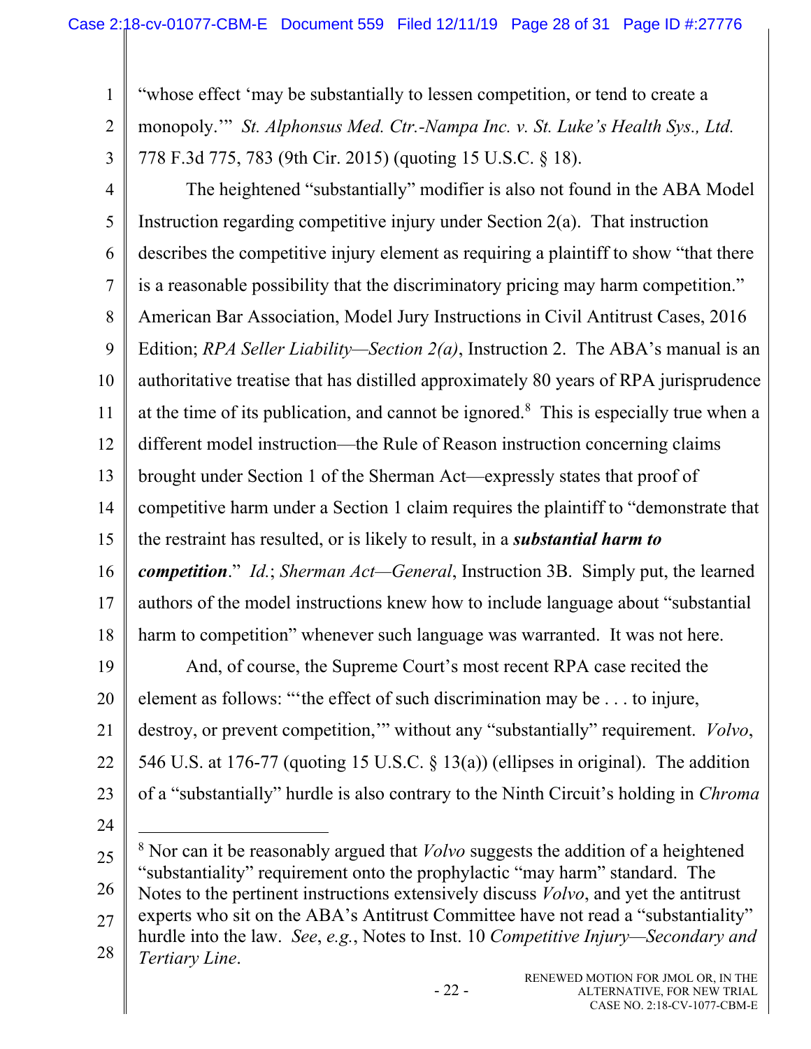"whose effect 'may be substantially to lessen competition, or tend to create a monopoly.'" *St. Alphonsus Med. Ctr.-Nampa Inc. v. St. Luke's Health Sys., Ltd.* 778 F.3d 775, 783 (9th Cir. 2015) (quoting 15 U.S.C. § 18).

The heightened "substantially" modifier is also not found in the ABA Model Instruction regarding competitive injury under Section 2(a). That instruction describes the competitive injury element as requiring a plaintiff to show "that there is a reasonable possibility that the discriminatory pricing may harm competition." American Bar Association, Model Jury Instructions in Civil Antitrust Cases, 2016 Edition; *RPA Seller Liability—Section 2(a)*, Instruction 2. The ABA's manual is an authoritative treatise that has distilled approximately 80 years of RPA jurisprudence at the time of its publication, and cannot be ignored.[8] This is especially true when a different model instruction—the Rule of Reason instruction concerning claims brought under Section 1 of the Sherman Act—expressly states that proof of competitive harm under a Section 1 claim requires the plaintiff to "demonstrate that the restraint has resulted, or is likely to result, in a ***substantial harm to competition***." *Id.*; *Sherman Act—General*, Instruction 3B. Simply put, the learned authors of the model instructions knew how to include language about "substantial harm to competition" whenever such language was warranted. It was not here.

And, of course, the Supreme Court's most recent RPA case recited the element as follows: "'the effect of such discrimination may be . . . to injure, destroy, or prevent competition,'" without any "substantially" requirement. *Volvo*, 546 U.S. at 176-77 (quoting 15 U.S.C. § 13(a)) (ellipses in original). The addition of a "substantially" hurdle is also contrary to the Ninth Circuit's holding in *Chroma*

---

[8] Nor can it be reasonably argued that *Volvo* suggests the addition of a heightened "substantiality" requirement onto the prophylactic "may harm" standard. The Notes to the pertinent instructions extensively discuss *Volvo*, and yet the antitrust experts who sit on the ABA's Antitrust Committee have not read a "substantiality" hurdle into the law. *See*, *e.g.*, Notes to Inst. 10 *Competitive Injury—Secondary and Tertiary Line*.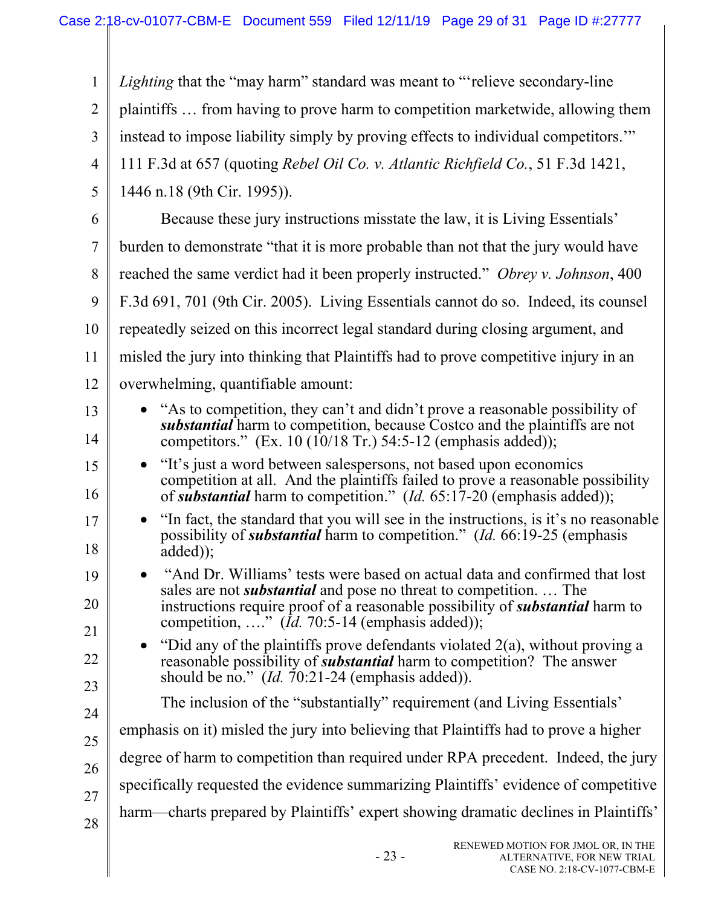*Lighting* that the "may harm" standard was meant to "'relieve secondary-line plaintiffs … from having to prove harm to competition marketwide, allowing them instead to impose liability simply by proving effects to individual competitors.'" 111 F.3d at 657 (quoting *Rebel Oil Co. v. Atlantic Richfield Co.*, 51 F.3d 1421, 1446 n.18 (9th Cir. 1995)).

Because these jury instructions misstate the law, it is Living Essentials' burden to demonstrate "that it is more probable than not that the jury would have reached the same verdict had it been properly instructed." *Obrey v. Johnson*, 400 F.3d 691, 701 (9th Cir. 2005). Living Essentials cannot do so. Indeed, its counsel repeatedly seized on this incorrect legal standard during closing argument, and misled the jury into thinking that Plaintiffs had to prove competitive injury in an overwhelming, quantifiable amount:

- "As to competition, they can't and didn't prove a reasonable possibility of ***substantial*** harm to competition, because Costco and the plaintiffs are not competitors." (Ex. 10 (10/18 Tr.) 54:5-12 (emphasis added));
- "It's just a word between salespersons, not based upon economics competition at all. And the plaintiffs failed to prove a reasonable possibility of ***substantial*** harm to competition." (*Id.* 65:17-20 (emphasis added));
- "In fact, the standard that you will see in the instructions, is it's no reasonable possibility of ***substantial*** harm to competition." (*Id.* 66:19-25 (emphasis added));
- "And Dr. Williams' tests were based on actual data and confirmed that lost sales are not ***substantial*** and pose no threat to competition. … The instructions require proof of a reasonable possibility of ***substantial*** harm to competition, …." (*Id.* 70:5-14 (emphasis added));
- "Did any of the plaintiffs prove defendants violated 2(a), without proving a reasonable possibility of ***substantial*** harm to competition? The answer should be no." (*Id.* 70:21-24 (emphasis added)).

The inclusion of the "substantially" requirement (and Living Essentials' emphasis on it) misled the jury into believing that Plaintiffs had to prove a higher degree of harm to competition than required under RPA precedent. Indeed, the jury specifically requested the evidence summarizing Plaintiffs' evidence of competitive harm—charts prepared by Plaintiffs' expert showing dramatic declines in Plaintiffs'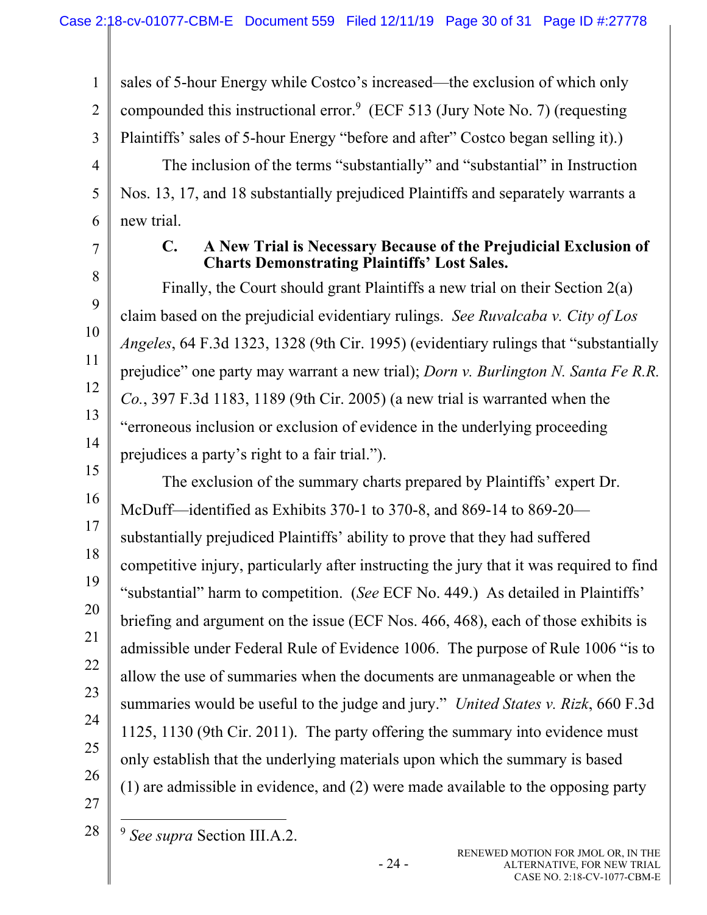sales of 5-hour Energy while Costco's increased—the exclusion of which only compounded this instructional error.[9] (ECF 513 (Jury Note No. 7) (requesting Plaintiffs' sales of 5-hour Energy "before and after" Costco began selling it).)

The inclusion of the terms "substantially" and "substantial" in Instruction Nos. 13, 17, and 18 substantially prejudiced Plaintiffs and separately warrants a new trial.

### C. A New Trial is Necessary Because of the Prejudicial Exclusion of Charts Demonstrating Plaintiffs' Lost Sales.

Finally, the Court should grant Plaintiffs a new trial on their Section 2(a) claim based on the prejudicial evidentiary rulings. *See Ruvalcaba v. City of Los Angeles*, 64 F.3d 1323, 1328 (9th Cir. 1995) (evidentiary rulings that "substantially prejudice" one party may warrant a new trial); *Dorn v. Burlington N. Santa Fe R.R. Co.*, 397 F.3d 1183, 1189 (9th Cir. 2005) (a new trial is warranted when the "erroneous inclusion or exclusion of evidence in the underlying proceeding prejudices a party's right to a fair trial.").

The exclusion of the summary charts prepared by Plaintiffs' expert Dr. McDuff—identified as Exhibits 370-1 to 370-8, and 869-14 to 869-20—substantially prejudiced Plaintiffs' ability to prove that they had suffered competitive injury, particularly after instructing the jury that it was required to find "substantial" harm to competition. (*See* ECF No. 449.) As detailed in Plaintiffs' briefing and argument on the issue (ECF Nos. 466, 468), each of those exhibits is admissible under Federal Rule of Evidence 1006. The purpose of Rule 1006 "is to allow the use of summaries when the documents are unmanageable or when the summaries would be useful to the judge and jury." *United States v. Rizk*, 660 F.3d 1125, 1130 (9th Cir. 2011). The party offering the summary into evidence must only establish that the underlying materials upon which the summary is based (1) are admissible in evidence, and (2) were made available to the opposing party

[9] *See supra* Section III.A.2.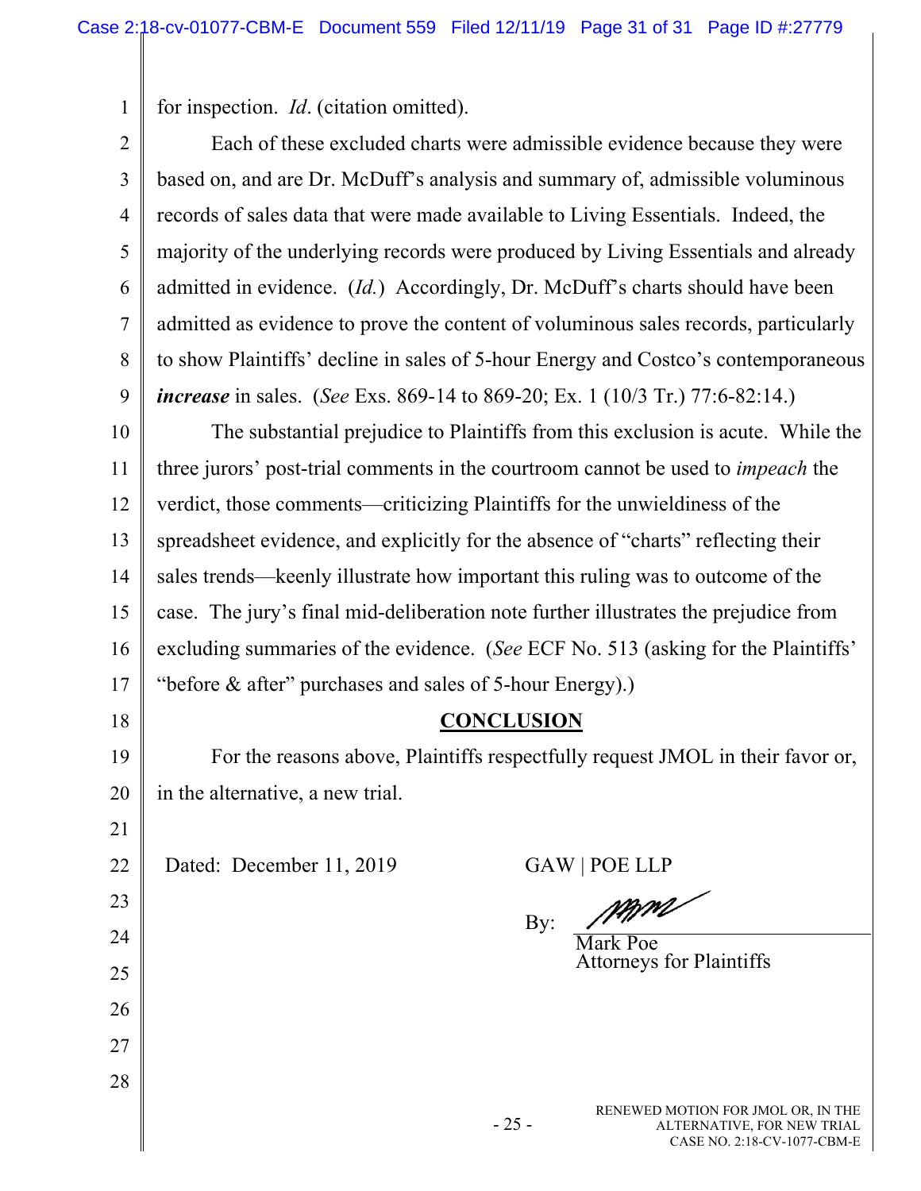for inspection. *Id*. (citation omitted).

Each of these excluded charts were admissible evidence because they were based on, and are Dr. McDuff's analysis and summary of, admissible voluminous records of sales data that were made available to Living Essentials. Indeed, the majority of the underlying records were produced by Living Essentials and already admitted in evidence. (*Id.*) Accordingly, Dr. McDuff's charts should have been admitted as evidence to prove the content of voluminous sales records, particularly to show Plaintiffs' decline in sales of 5-hour Energy and Costco's contemporaneous ***increase*** in sales. (*See* Exs. 869-14 to 869-20; Ex. 1 (10/3 Tr.) 77:6-82:14.)

The substantial prejudice to Plaintiffs from this exclusion is acute. While the three jurors' post-trial comments in the courtroom cannot be used to *impeach* the verdict, those comments—criticizing Plaintiffs for the unwieldiness of the spreadsheet evidence, and explicitly for the absence of "charts" reflecting their sales trends—keenly illustrate how important this ruling was to outcome of the case. The jury's final mid-deliberation note further illustrates the prejudice from excluding summaries of the evidence. (*See* ECF No. 513 (asking for the Plaintiffs' "before & after" purchases and sales of 5-hour Energy).)

## CONCLUSION

For the reasons above, Plaintiffs respectfully request JMOL in their favor or, in the alternative, a new trial.

Dated: December 11, 2019

GAW | POE LLP

By: [signature]
Mark Poe
Attorneys for Plaintiffs

RENEWED MOTION FOR JMOL OR, IN THE ALTERNATIVE, FOR NEW TRIAL
CASE NO. 2:18-CV-1077-CBM-E